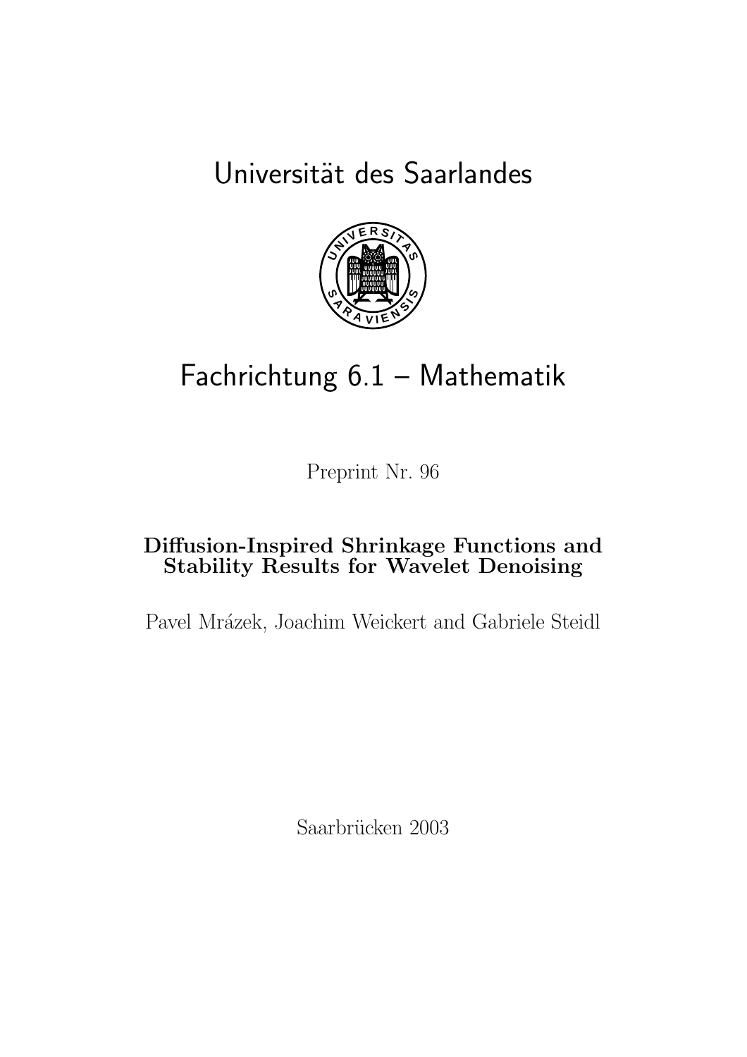# Universität des Saarlandes

## Fachrichtung 6.1 – Mathematik

Preprint Nr. 96

**Diffusion-Inspired Shrinkage Functions and Stability Results for Wavelet Denoising**

Pavel Mrázek, Joachim Weickert and Gabriele Steidl

Saarbrücken 2003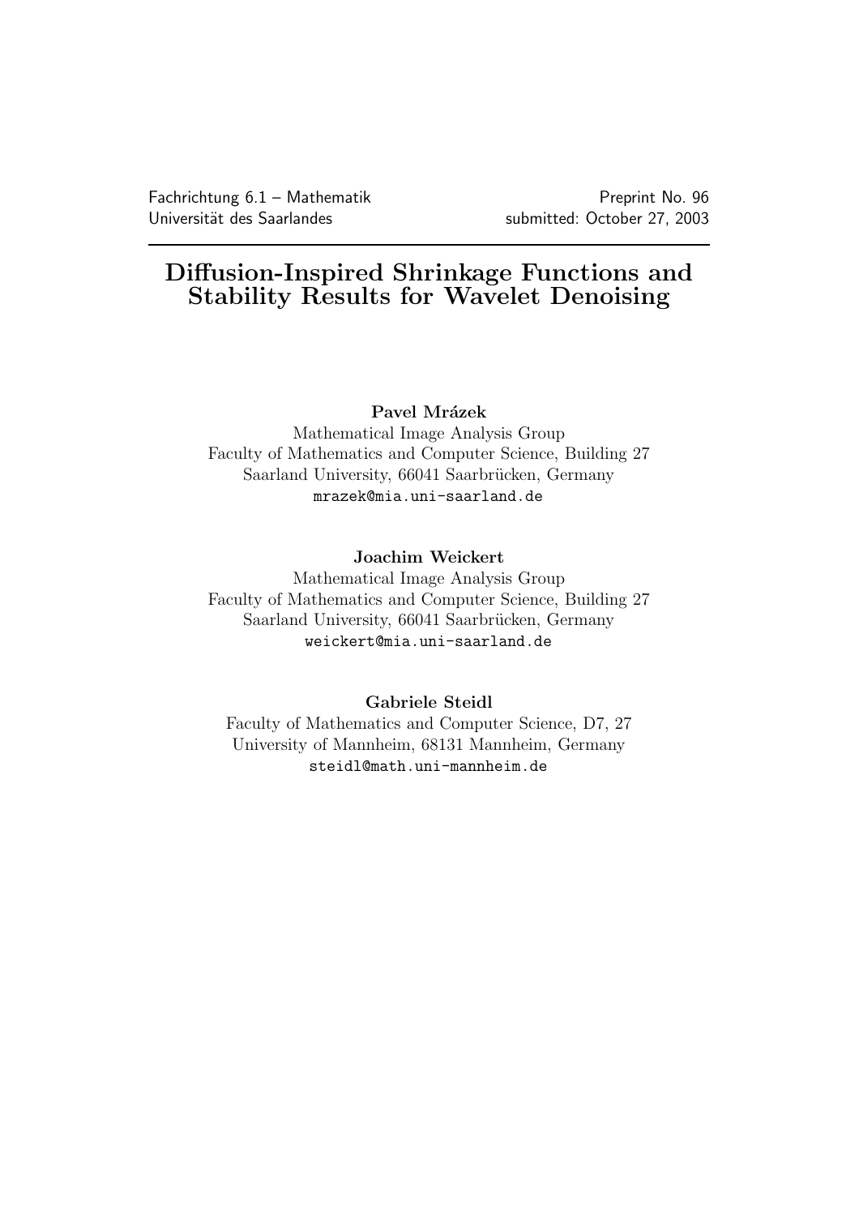Fachrichtung 6.1 – Mathematik
Universität des Saarlandes

Preprint No. 96
submitted: October 27, 2003

# Diffusion-Inspired Shrinkage Functions and Stability Results for Wavelet Denoising

**Pavel Mrázek**
Mathematical Image Analysis Group
Faculty of Mathematics and Computer Science, Building 27
Saarland University, 66041 Saarbrücken, Germany
mrazek@mia.uni-saarland.de

**Joachim Weickert**
Mathematical Image Analysis Group
Faculty of Mathematics and Computer Science, Building 27
Saarland University, 66041 Saarbrücken, Germany
weickert@mia.uni-saarland.de

**Gabriele Steidl**
Faculty of Mathematics and Computer Science, D7, 27
University of Mannheim, 68131 Mannheim, Germany
steidl@math.uni-mannheim.de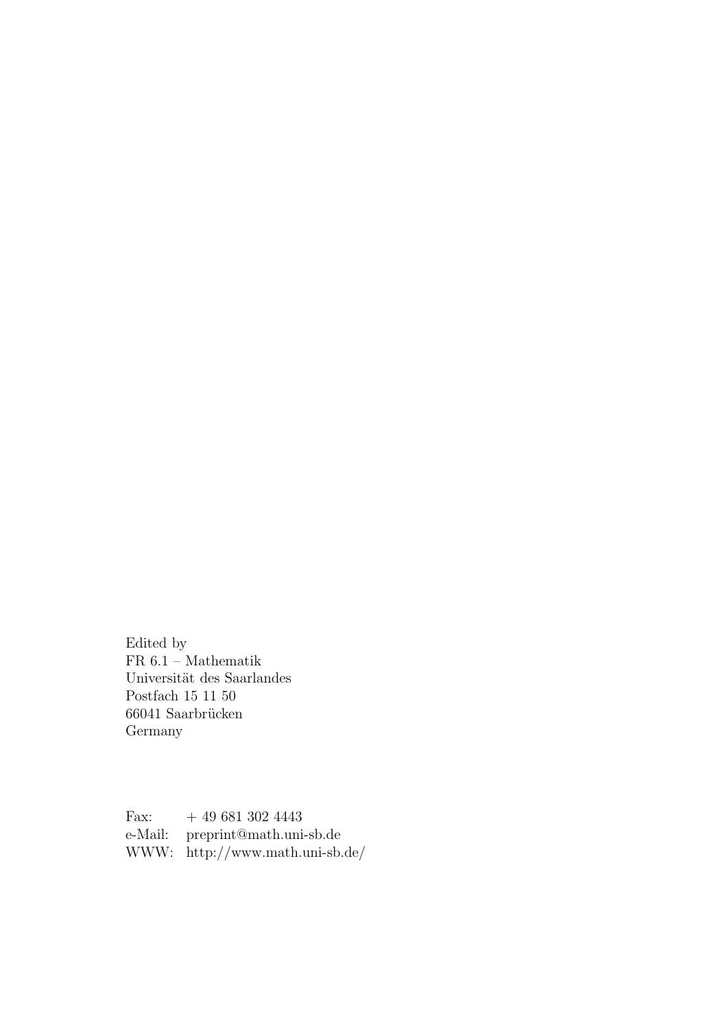Edited by
FR 6.1 – Mathematik
Universität des Saarlandes
Postfach 15 11 50
66041 Saarbrücken
Germany

Fax: + 49 681 302 4443
e-Mail: preprint@math.uni-sb.de
WWW: http://www.math.uni-sb.de/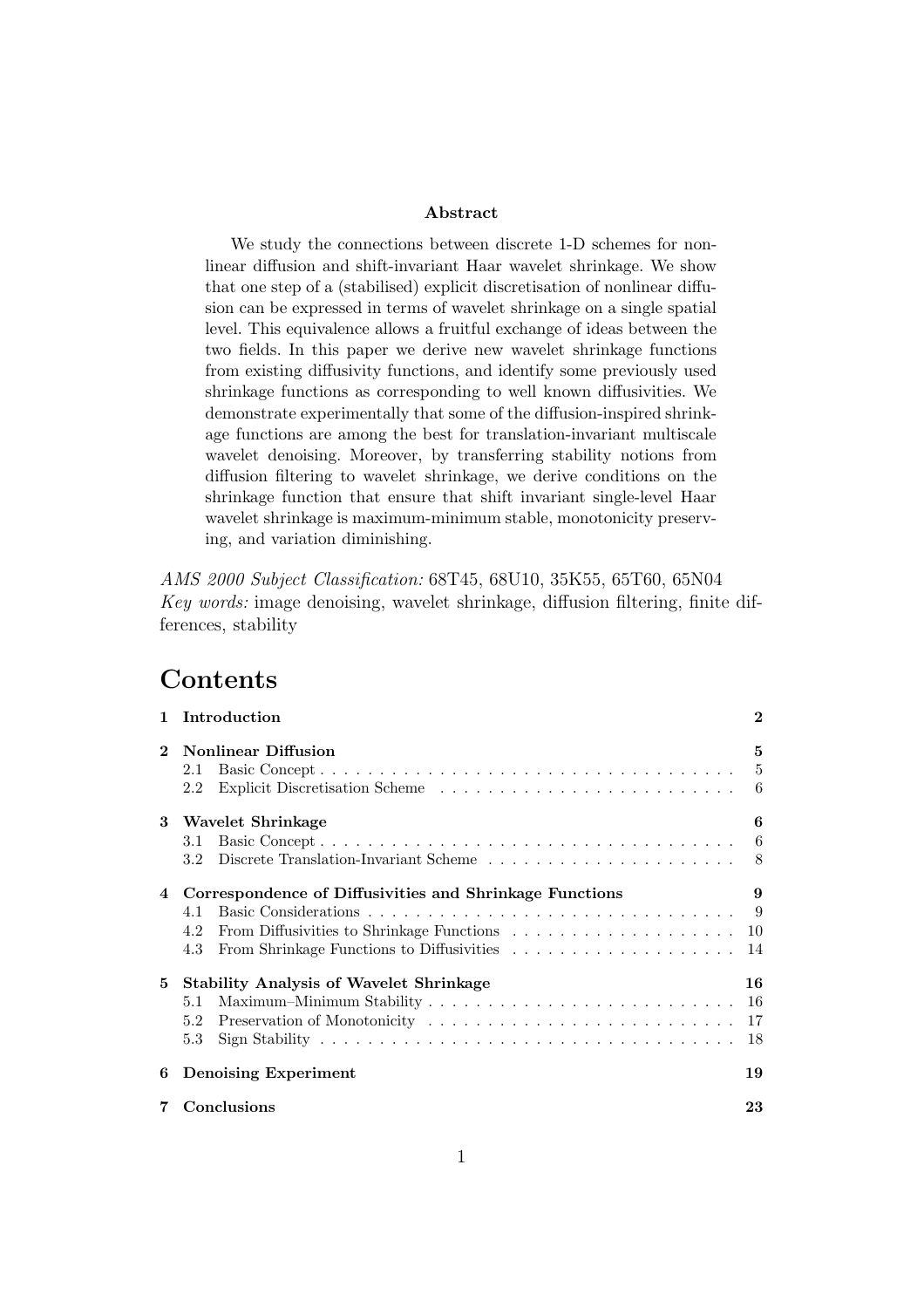**Abstract**

We study the connections between discrete 1-D schemes for nonlinear diffusion and shift-invariant Haar wavelet shrinkage. We show that one step of a (stabilised) explicit discretisation of nonlinear diffusion can be expressed in terms of wavelet shrinkage on a single spatial level. This equivalence allows a fruitful exchange of ideas between the two fields. In this paper we derive new wavelet shrinkage functions from existing diffusivity functions, and identify some previously used shrinkage functions as corresponding to well known diffusivities. We demonstrate experimentally that some of the diffusion-inspired shrinkage functions are among the best for translation-invariant multiscale wavelet denoising. Moreover, by transferring stability notions from diffusion filtering to wavelet shrinkage, we derive conditions on the shrinkage function that ensure that shift invariant single-level Haar wavelet shrinkage is maximum-minimum stable, monotonicity preserving, and variation diminishing.

*AMS 2000 Subject Classification:* 68T45, 68U10, 35K55, 65T60, 65N04
*Key words:* image denoising, wavelet shrinkage, diffusion filtering, finite differences, stability

# Contents

**1 Introduction** — 2

**2 Nonlinear Diffusion** — 5
- 2.1 Basic Concept — 5
- 2.2 Explicit Discretisation Scheme — 6

**3 Wavelet Shrinkage** — 6
- 3.1 Basic Concept — 6
- 3.2 Discrete Translation-Invariant Scheme — 8

**4 Correspondence of Diffusivities and Shrinkage Functions** — 9
- 4.1 Basic Considerations — 9
- 4.2 From Diffusivities to Shrinkage Functions — 10
- 4.3 From Shrinkage Functions to Diffusivities — 14

**5 Stability Analysis of Wavelet Shrinkage** — 16
- 5.1 Maximum–Minimum Stability — 16
- 5.2 Preservation of Monotonicity — 17
- 5.3 Sign Stability — 18

**6 Denoising Experiment** — 19

**7 Conclusions** — 23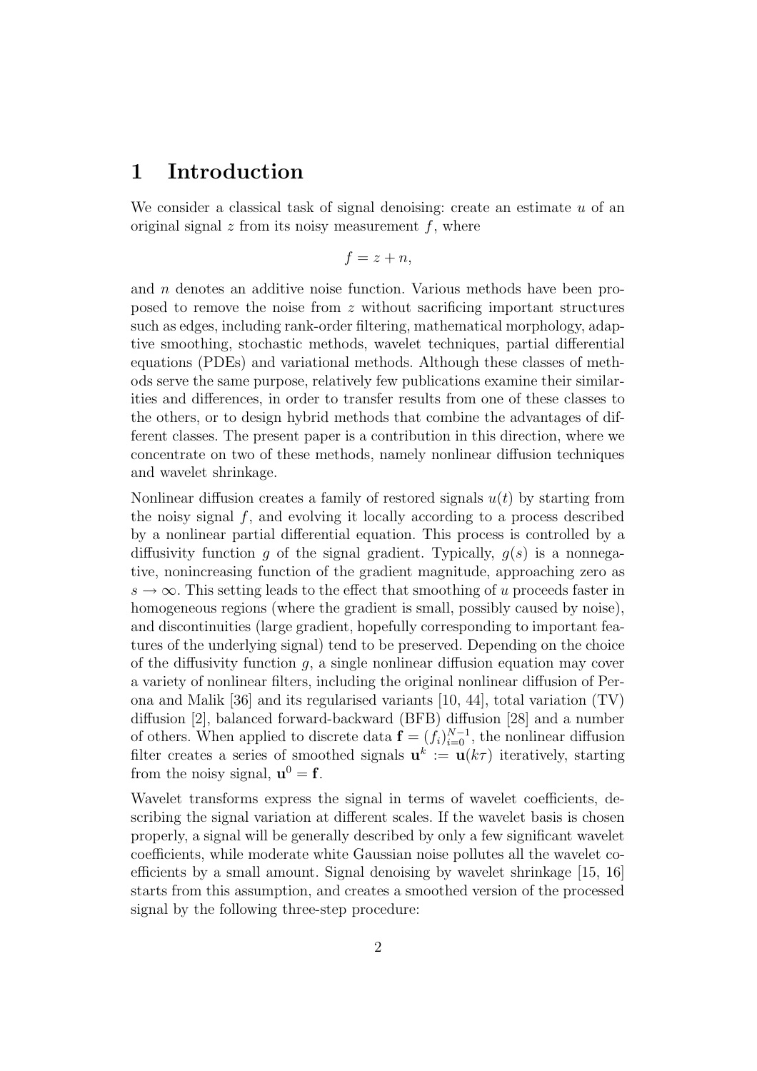# 1 Introduction

We consider a classical task of signal denoising: create an estimate $u$ of an original signal $z$ from its noisy measurement $f$, where

$$f = z + n,$$

and $n$ denotes an additive noise function. Various methods have been proposed to remove the noise from $z$ without sacrificing important structures such as edges, including rank-order filtering, mathematical morphology, adaptive smoothing, stochastic methods, wavelet techniques, partial differential equations (PDEs) and variational methods. Although these classes of methods serve the same purpose, relatively few publications examine their similarities and differences, in order to transfer results from one of these classes to the others, or to design hybrid methods that combine the advantages of different classes. The present paper is a contribution in this direction, where we concentrate on two of these methods, namely nonlinear diffusion techniques and wavelet shrinkage.

Nonlinear diffusion creates a family of restored signals $u(t)$ by starting from the noisy signal $f$, and evolving it locally according to a process described by a nonlinear partial differential equation. This process is controlled by a diffusivity function $g$ of the signal gradient. Typically, $g(s)$ is a nonnegative, nonincreasing function of the gradient magnitude, approaching zero as $s \to \infty$. This setting leads to the effect that smoothing of $u$ proceeds faster in homogeneous regions (where the gradient is small, possibly caused by noise), and discontinuities (large gradient, hopefully corresponding to important features of the underlying signal) tend to be preserved. Depending on the choice of the diffusivity function $g$, a single nonlinear diffusion equation may cover a variety of nonlinear filters, including the original nonlinear diffusion of Perona and Malik [36] and its regularised variants [10, 44], total variation (TV) diffusion [2], balanced forward-backward (BFB) diffusion [28] and a number of others. When applied to discrete data $\mathbf{f} = (f_i)_{i=0}^{N-1}$, the nonlinear diffusion filter creates a series of smoothed signals $\mathbf{u}^k := \mathbf{u}(k\tau)$ iteratively, starting from the noisy signal, $\mathbf{u}^0 = \mathbf{f}$.

Wavelet transforms express the signal in terms of wavelet coefficients, describing the signal variation at different scales. If the wavelet basis is chosen properly, a signal will be generally described by only a few significant wavelet coefficients, while moderate white Gaussian noise pollutes all the wavelet coefficients by a small amount. Signal denoising by wavelet shrinkage [15, 16] starts from this assumption, and creates a smoothed version of the processed signal by the following three-step procedure: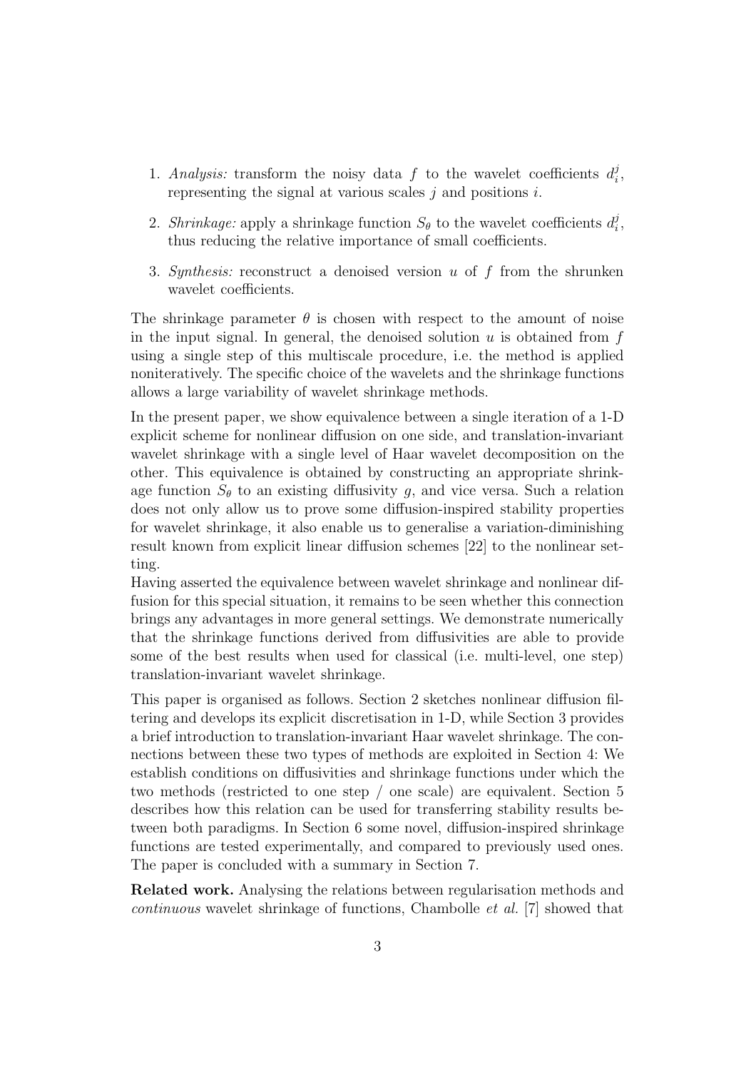1. *Analysis:* transform the noisy data $f$ to the wavelet coefficients $d_i^j$, representing the signal at various scales $j$ and positions $i$.
2. *Shrinkage:* apply a shrinkage function $S_\theta$ to the wavelet coefficients $d_i^j$, thus reducing the relative importance of small coefficients.
3. *Synthesis:* reconstruct a denoised version $u$ of $f$ from the shrunken wavelet coefficients.

The shrinkage parameter $\theta$ is chosen with respect to the amount of noise in the input signal. In general, the denoised solution $u$ is obtained from $f$ using a single step of this multiscale procedure, i.e. the method is applied noniteratively. The specific choice of the wavelets and the shrinkage functions allows a large variability of wavelet shrinkage methods.

In the present paper, we show equivalence between a single iteration of a 1-D explicit scheme for nonlinear diffusion on one side, and translation-invariant wavelet shrinkage with a single level of Haar wavelet decomposition on the other. This equivalence is obtained by constructing an appropriate shrinkage function $S_\theta$ to an existing diffusivity $g$, and vice versa. Such a relation does not only allow us to prove some diffusion-inspired stability properties for wavelet shrinkage, it also enable us to generalise a variation-diminishing result known from explicit linear diffusion schemes [22] to the nonlinear setting.

Having asserted the equivalence between wavelet shrinkage and nonlinear diffusion for this special situation, it remains to be seen whether this connection brings any advantages in more general settings. We demonstrate numerically that the shrinkage functions derived from diffusivities are able to provide some of the best results when used for classical (i.e. multi-level, one step) translation-invariant wavelet shrinkage.

This paper is organised as follows. Section 2 sketches nonlinear diffusion filtering and develops its explicit discretisation in 1-D, while Section 3 provides a brief introduction to translation-invariant Haar wavelet shrinkage. The connections between these two types of methods are exploited in Section 4: We establish conditions on diffusivities and shrinkage functions under which the two methods (restricted to one step / one scale) are equivalent. Section 5 describes how this relation can be used for transferring stability results between both paradigms. In Section 6 some novel, diffusion-inspired shrinkage functions are tested experimentally, and compared to previously used ones. The paper is concluded with a summary in Section 7.

**Related work.** Analysing the relations between regularisation methods and *continuous* wavelet shrinkage of functions, Chambolle *et al.* [7] showed that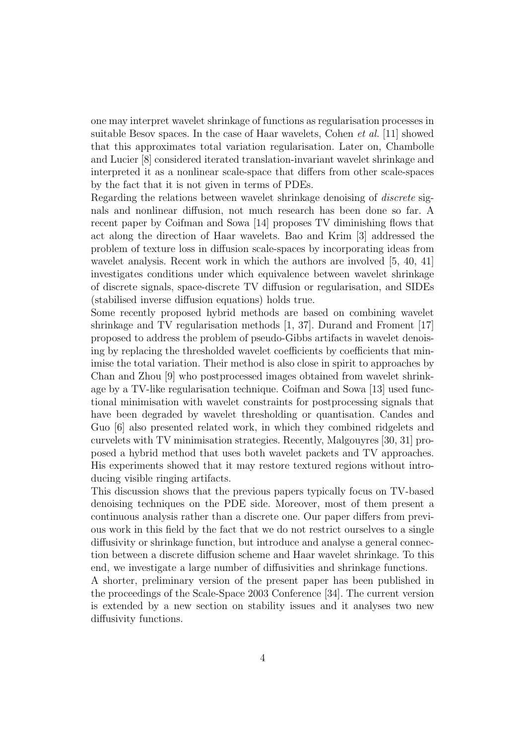one may interpret wavelet shrinkage of functions as regularisation processes in suitable Besov spaces. In the case of Haar wavelets, Cohen *et al.* [11] showed that this approximates total variation regularisation. Later on, Chambolle and Lucier [8] considered iterated translation-invariant wavelet shrinkage and interpreted it as a nonlinear scale-space that differs from other scale-spaces by the fact that it is not given in terms of PDEs.

Regarding the relations between wavelet shrinkage denoising of *discrete* signals and nonlinear diffusion, not much research has been done so far. A recent paper by Coifman and Sowa [14] proposes TV diminishing flows that act along the direction of Haar wavelets. Bao and Krim [3] addressed the problem of texture loss in diffusion scale-spaces by incorporating ideas from wavelet analysis. Recent work in which the authors are involved [5, 40, 41] investigates conditions under which equivalence between wavelet shrinkage of discrete signals, space-discrete TV diffusion or regularisation, and SIDEs (stabilised inverse diffusion equations) holds true.

Some recently proposed hybrid methods are based on combining wavelet shrinkage and TV regularisation methods [1, 37]. Durand and Froment [17] proposed to address the problem of pseudo-Gibbs artifacts in wavelet denoising by replacing the thresholded wavelet coefficients by coefficients that minimise the total variation. Their method is also close in spirit to approaches by Chan and Zhou [9] who postprocessed images obtained from wavelet shrinkage by a TV-like regularisation technique. Coifman and Sowa [13] used functional minimisation with wavelet constraints for postprocessing signals that have been degraded by wavelet thresholding or quantisation. Candes and Guo [6] also presented related work, in which they combined ridgelets and curvelets with TV minimisation strategies. Recently, Malgouyres [30, 31] proposed a hybrid method that uses both wavelet packets and TV approaches. His experiments showed that it may restore textured regions without introducing visible ringing artifacts.

This discussion shows that the previous papers typically focus on TV-based denoising techniques on the PDE side. Moreover, most of them present a continuous analysis rather than a discrete one. Our paper differs from previous work in this field by the fact that we do not restrict ourselves to a single diffusivity or shrinkage function, but introduce and analyse a general connection between a discrete diffusion scheme and Haar wavelet shrinkage. To this end, we investigate a large number of diffusivities and shrinkage functions.

A shorter, preliminary version of the present paper has been published in the proceedings of the Scale-Space 2003 Conference [34]. The current version is extended by a new section on stability issues and it analyses two new diffusivity functions.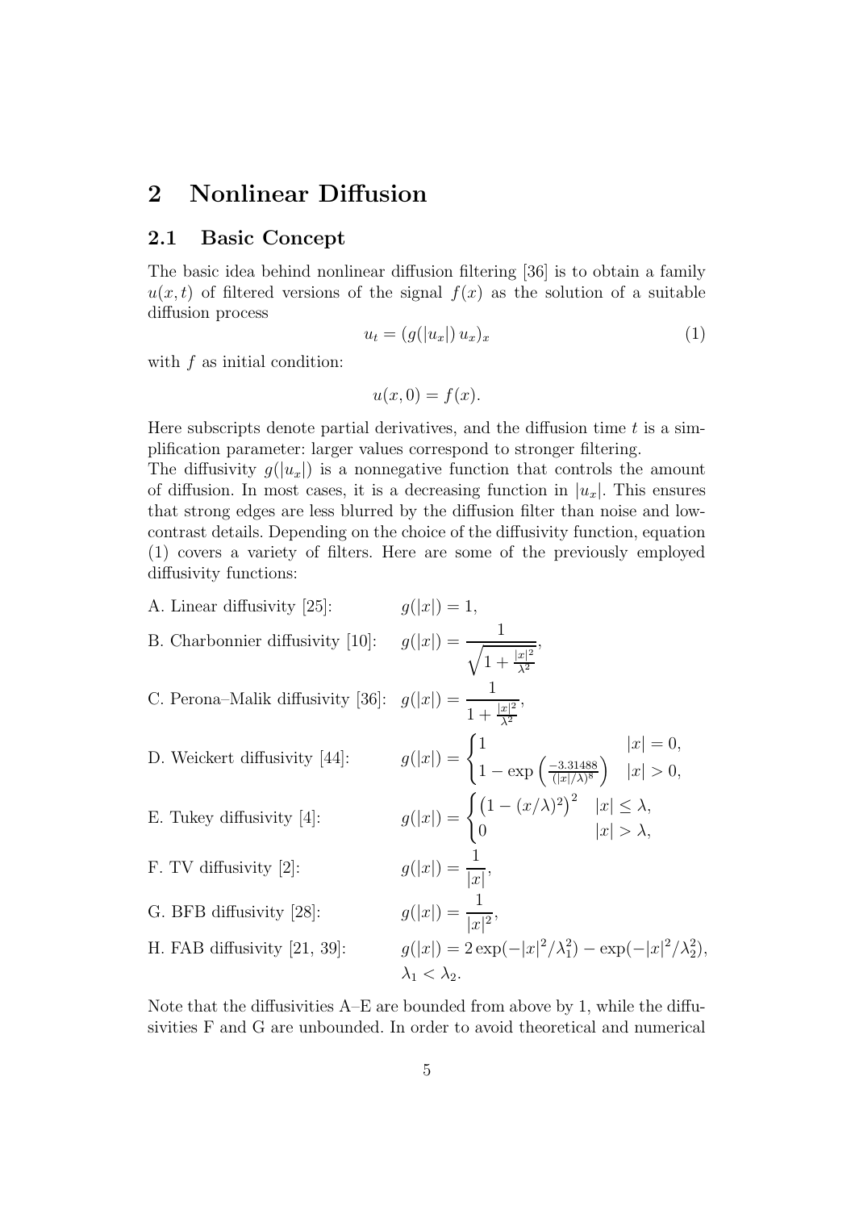## 2 Nonlinear Diffusion

### 2.1 Basic Concept

The basic idea behind nonlinear diffusion filtering [36] is to obtain a family $u(x,t)$ of filtered versions of the signal $f(x)$ as the solution of a suitable diffusion process

$$u_t = (g(|u_x|)\, u_x)_x \tag{1}$$

with $f$ as initial condition:

$$u(x,0) = f(x).$$

Here subscripts denote partial derivatives, and the diffusion time $t$ is a simplification parameter: larger values correspond to stronger filtering.

The diffusivity $g(|u_x|)$ is a nonnegative function that controls the amount of diffusion. In most cases, it is a decreasing function in $|u_x|$. This ensures that strong edges are less blurred by the diffusion filter than noise and low-contrast details. Depending on the choice of the diffusivity function, equation (1) covers a variety of filters. Here are some of the previously employed diffusivity functions:

A. Linear diffusivity [25]: $\quad g(|x|) = 1,$

B. Charbonnier diffusivity [10]: $\quad g(|x|) = \dfrac{1}{\sqrt{1 + \frac{|x|^2}{\lambda^2}}},$

C. Perona–Malik diffusivity [36]: $\quad g(|x|) = \dfrac{1}{1 + \frac{|x|^2}{\lambda^2}},$

D. Weickert diffusivity [44]: $\quad g(|x|) = \begin{cases} 1 & |x| = 0, \\ 1 - \exp\left(\frac{-3.31488}{(|x|/\lambda)^8}\right) & |x| > 0, \end{cases}$

E. Tukey diffusivity [4]: $\quad g(|x|) = \begin{cases} \left(1 - (x/\lambda)^2\right)^2 & |x| \leq \lambda, \\ 0 & |x| > \lambda, \end{cases}$

F. TV diffusivity [2]: $\quad g(|x|) = \dfrac{1}{|x|},$

G. BFB diffusivity [28]: $\quad g(|x|) = \dfrac{1}{|x|^2},$

H. FAB diffusivity [21, 39]: $\quad g(|x|) = 2\exp(-|x|^2/\lambda_1^2) - \exp(-|x|^2/\lambda_2^2),$ $\lambda_1 < \lambda_2.$

Note that the diffusivities A–E are bounded from above by 1, while the diffusivities F and G are unbounded. In order to avoid theoretical and numerical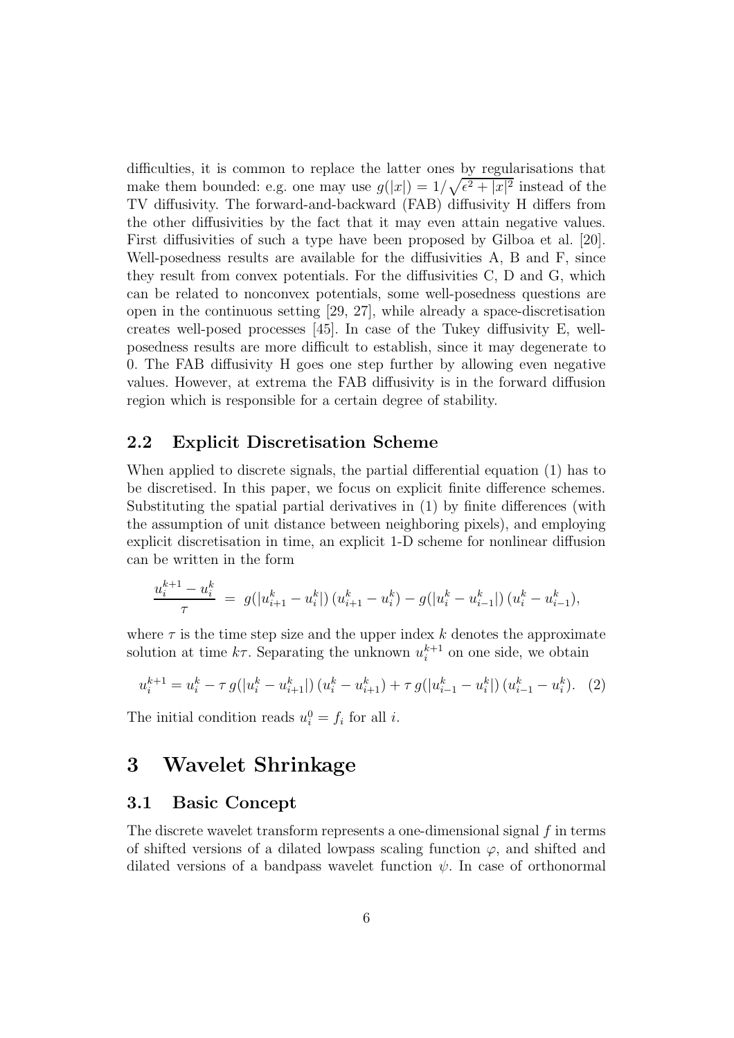difficulties, it is common to replace the latter ones by regularisations that make them bounded: e.g. one may use $g(|x|) = 1/\sqrt{\epsilon^2 + |x|^2}$ instead of the TV diffusivity. The forward-and-backward (FAB) diffusivity H differs from the other diffusivities by the fact that it may even attain negative values. First diffusivities of such a type have been proposed by Gilboa et al. [20]. Well-posedness results are available for the diffusivities A, B and F, since they result from convex potentials. For the diffusivities C, D and G, which can be related to nonconvex potentials, some well-posedness questions are open in the continuous setting [29, 27], while already a space-discretisation creates well-posed processes [45]. In case of the Tukey diffusivity E, well-posedness results are more difficult to establish, since it may degenerate to 0. The FAB diffusivity H goes one step further by allowing even negative values. However, at extrema the FAB diffusivity is in the forward diffusion region which is responsible for a certain degree of stability.

## 2.2 Explicit Discretisation Scheme

When applied to discrete signals, the partial differential equation (1) has to be discretised. In this paper, we focus on explicit finite difference schemes. Substituting the spatial partial derivatives in (1) by finite differences (with the assumption of unit distance between neighboring pixels), and employing explicit discretisation in time, an explicit 1-D scheme for nonlinear diffusion can be written in the form

$$\frac{u_i^{k+1} - u_i^k}{\tau} \;=\; g(|u_{i+1}^k - u_i^k|)\,(u_{i+1}^k - u_i^k) - g(|u_i^k - u_{i-1}^k|)\,(u_i^k - u_{i-1}^k),$$

where $\tau$ is the time step size and the upper index $k$ denotes the approximate solution at time $k\tau$. Separating the unknown $u_i^{k+1}$ on one side, we obtain

$$u_i^{k+1} = u_i^k - \tau\, g(|u_i^k - u_{i+1}^k|)\,(u_i^k - u_{i+1}^k) + \tau\, g(|u_{i-1}^k - u_i^k|)\,(u_{i-1}^k - u_i^k). \quad (2)$$

The initial condition reads $u_i^0 = f_i$ for all $i$.

# 3 Wavelet Shrinkage

## 3.1 Basic Concept

The discrete wavelet transform represents a one-dimensional signal $f$ in terms of shifted versions of a dilated lowpass scaling function $\varphi$, and shifted and dilated versions of a bandpass wavelet function $\psi$. In case of orthonormal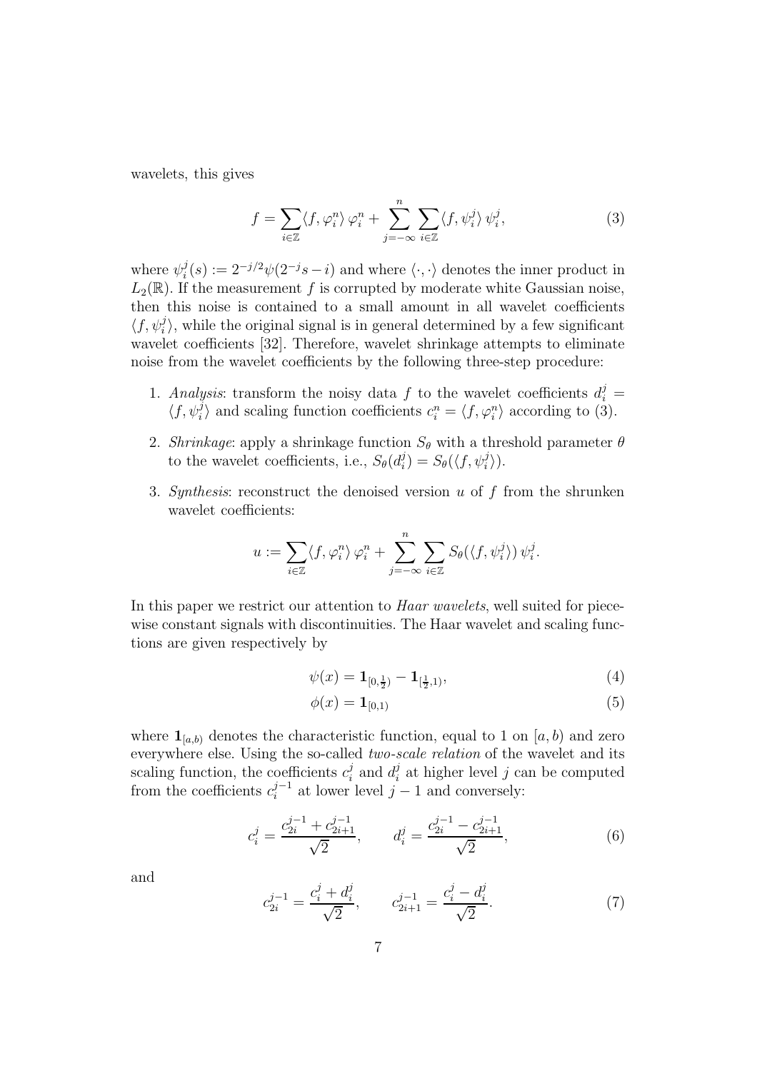wavelets, this gives

$$f = \sum_{i \in \mathbb{Z}} \langle f, \varphi_i^n \rangle \, \varphi_i^n + \sum_{j=-\infty}^{n} \sum_{i \in \mathbb{Z}} \langle f, \psi_i^j \rangle \, \psi_i^j, \tag{3}$$

where $\psi_i^j(s) := 2^{-j/2} \psi(2^{-j}s - i)$ and where $\langle \cdot, \cdot \rangle$ denotes the inner product in $L_2(\mathbb{R})$. If the measurement $f$ is corrupted by moderate white Gaussian noise, then this noise is contained to a small amount in all wavelet coefficients $\langle f, \psi_i^j \rangle$, while the original signal is in general determined by a few significant wavelet coefficients [32]. Therefore, wavelet shrinkage attempts to eliminate noise from the wavelet coefficients by the following three-step procedure:

1. *Analysis*: transform the noisy data $f$ to the wavelet coefficients $d_i^j = \langle f, \psi_i^j \rangle$ and scaling function coefficients $c_i^n = \langle f, \varphi_i^n \rangle$ according to (3).
2. *Shrinkage*: apply a shrinkage function $S_\theta$ with a threshold parameter $\theta$ to the wavelet coefficients, i.e., $S_\theta(d_i^j) = S_\theta(\langle f, \psi_i^j \rangle)$.
3. *Synthesis*: reconstruct the denoised version $u$ of $f$ from the shrunken wavelet coefficients:

$$u := \sum_{i \in \mathbb{Z}} \langle f, \varphi_i^n \rangle \, \varphi_i^n + \sum_{j=-\infty}^{n} \sum_{i \in \mathbb{Z}} S_\theta(\langle f, \psi_i^j \rangle) \, \psi_i^j.$$

In this paper we restrict our attention to *Haar wavelets*, well suited for piecewise constant signals with discontinuities. The Haar wavelet and scaling functions are given respectively by

$$\psi(x) = \mathbf{1}_{[0, \frac{1}{2})} - \mathbf{1}_{[\frac{1}{2}, 1)}, \tag{4}$$

$$\phi(x) = \mathbf{1}_{[0,1)} \tag{5}$$

where $\mathbf{1}_{[a,b)}$ denotes the characteristic function, equal to 1 on $[a, b)$ and zero everywhere else. Using the so-called *two-scale relation* of the wavelet and its scaling function, the coefficients $c_i^j$ and $d_i^j$ at higher level $j$ can be computed from the coefficients $c_i^{j-1}$ at lower level $j-1$ and conversely:

$$c_i^j = \frac{c_{2i}^{j-1} + c_{2i+1}^{j-1}}{\sqrt{2}}, \qquad d_i^j = \frac{c_{2i}^{j-1} - c_{2i+1}^{j-1}}{\sqrt{2}}, \tag{6}$$

and

$$c_{2i}^{j-1} = \frac{c_i^j + d_i^j}{\sqrt{2}}, \qquad c_{2i+1}^{j-1} = \frac{c_i^j - d_i^j}{\sqrt{2}}. \tag{7}$$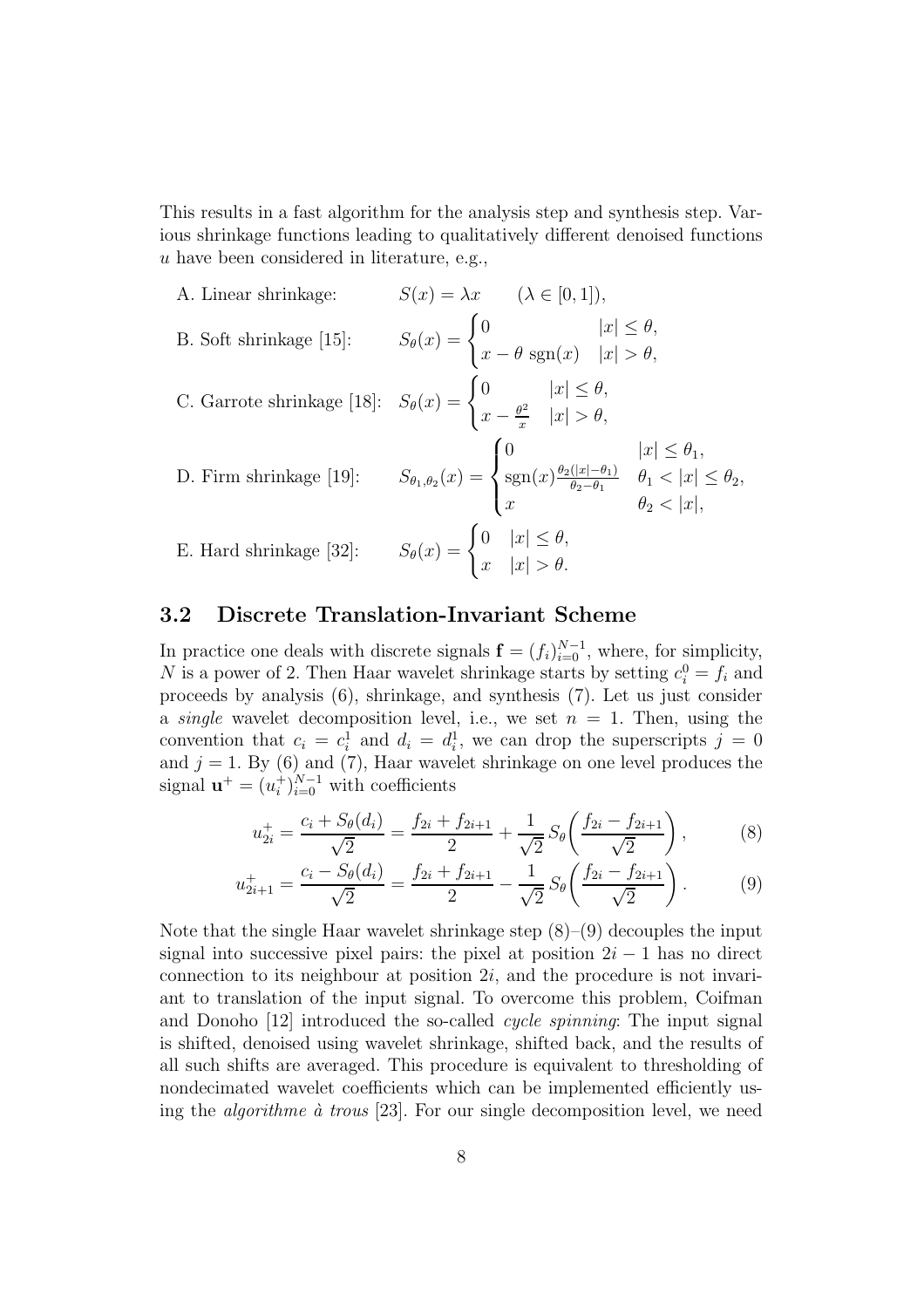This results in a fast algorithm for the analysis step and synthesis step. Various shrinkage functions leading to qualitatively different denoised functions $u$ have been considered in literature, e.g.,

A. Linear shrinkage: $S(x) = \lambda x \qquad (\lambda \in [0,1])$,

B. Soft shrinkage [15]: $S_\theta(x) = \begin{cases} 0 & |x| \le \theta, \\ x - \theta \,\operatorname{sgn}(x) & |x| > \theta, \end{cases}$

C. Garrote shrinkage [18]: $S_\theta(x) = \begin{cases} 0 & |x| \le \theta, \\ x - \frac{\theta^2}{x} & |x| > \theta, \end{cases}$

D. Firm shrinkage [19]: $S_{\theta_1,\theta_2}(x) = \begin{cases} 0 & |x| \le \theta_1, \\ \operatorname{sgn}(x)\frac{\theta_2(|x|-\theta_1)}{\theta_2-\theta_1} & \theta_1 < |x| \le \theta_2, \\ x & \theta_2 < |x|, \end{cases}$

E. Hard shrinkage [32]: $S_\theta(x) = \begin{cases} 0 & |x| \le \theta, \\ x & |x| > \theta. \end{cases}$

### 3.2 Discrete Translation-Invariant Scheme

In practice one deals with discrete signals $\mathbf{f} = (f_i)_{i=0}^{N-1}$, where, for simplicity, $N$ is a power of 2. Then Haar wavelet shrinkage starts by setting $c_i^0 = f_i$ and proceeds by analysis (6), shrinkage, and synthesis (7). Let us just consider a *single* wavelet decomposition level, i.e., we set $n = 1$. Then, using the convention that $c_i = c_i^1$ and $d_i = d_i^1$, we can drop the superscripts $j = 0$ and $j = 1$. By (6) and (7), Haar wavelet shrinkage on one level produces the signal $\mathbf{u}^+ = (u_i^+)_{i=0}^{N-1}$ with coefficients

$$u_{2i}^+ = \frac{c_i + S_\theta(d_i)}{\sqrt{2}} = \frac{f_{2i} + f_{2i+1}}{2} + \frac{1}{\sqrt{2}}\, S_\theta\!\left(\frac{f_{2i} - f_{2i+1}}{\sqrt{2}}\right), \tag{8}$$

$$u_{2i+1}^+ = \frac{c_i - S_\theta(d_i)}{\sqrt{2}} = \frac{f_{2i} + f_{2i+1}}{2} - \frac{1}{\sqrt{2}}\, S_\theta\!\left(\frac{f_{2i} - f_{2i+1}}{\sqrt{2}}\right). \tag{9}$$

Note that the single Haar wavelet shrinkage step (8)–(9) decouples the input signal into successive pixel pairs: the pixel at position $2i-1$ has no direct connection to its neighbour at position $2i$, and the procedure is not invariant to translation of the input signal. To overcome this problem, Coifman and Donoho [12] introduced the so-called *cycle spinning*: The input signal is shifted, denoised using wavelet shrinkage, shifted back, and the results of all such shifts are averaged. This procedure is equivalent to thresholding of nondecimated wavelet coefficients which can be implemented efficiently using the *algorithme à trous* [23]. For our single decomposition level, we need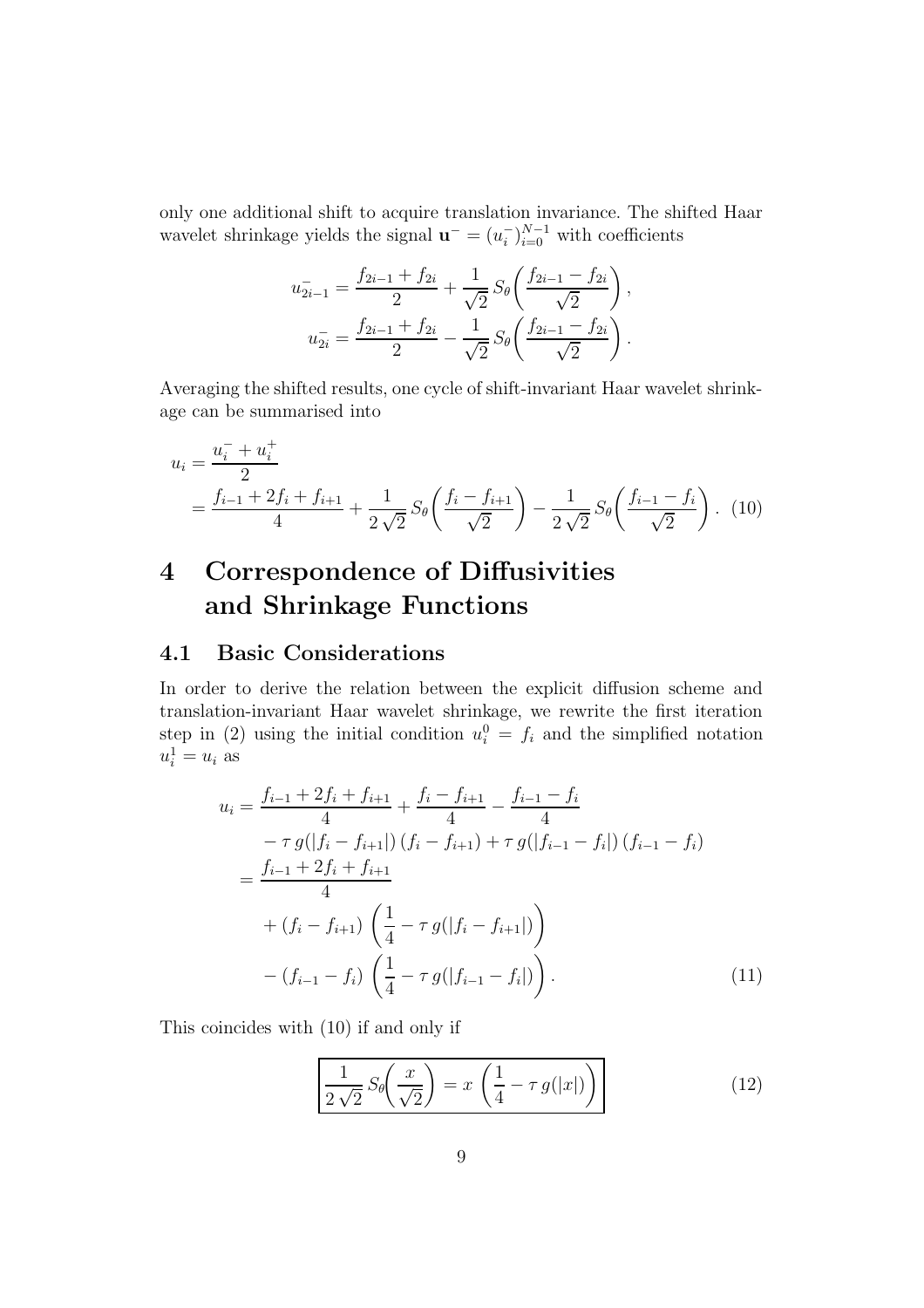only one additional shift to acquire translation invariance. The shifted Haar wavelet shrinkage yields the signal $\mathbf{u}^- = (u_i^-)_{i=0}^{N-1}$ with coefficients

$$
u_{2i-1}^- = \frac{f_{2i-1} + f_{2i}}{2} + \frac{1}{\sqrt{2}}\, S_\theta\!\left(\frac{f_{2i-1} - f_{2i}}{\sqrt{2}}\right),
$$

$$
u_{2i}^- = \frac{f_{2i-1} + f_{2i}}{2} - \frac{1}{\sqrt{2}}\, S_\theta\!\left(\frac{f_{2i-1} - f_{2i}}{\sqrt{2}}\right).
$$

Averaging the shifted results, one cycle of shift-invariant Haar wavelet shrinkage can be summarised into

$$
\begin{aligned}
u_i &= \frac{u_i^- + u_i^+}{2} \\
&= \frac{f_{i-1} + 2f_i + f_{i+1}}{4} + \frac{1}{2\sqrt{2}}\, S_\theta\!\left(\frac{f_i - f_{i+1}}{\sqrt{2}}\right) - \frac{1}{2\sqrt{2}}\, S_\theta\!\left(\frac{f_{i-1} - f_i}{\sqrt{2}}\right). \quad (10)
\end{aligned}
$$

# 4 Correspondence of Diffusivities and Shrinkage Functions

## 4.1 Basic Considerations

In order to derive the relation between the explicit diffusion scheme and translation-invariant Haar wavelet shrinkage, we rewrite the first iteration step in (2) using the initial condition $u_i^0 = f_i$ and the simplified notation $u_i^1 = u_i$ as

$$
\begin{aligned}
u_i &= \frac{f_{i-1} + 2f_i + f_{i+1}}{4} + \frac{f_i - f_{i+1}}{4} - \frac{f_{i-1} - f_i}{4} \\
&\quad - \tau\, g(|f_i - f_{i+1}|)\,(f_i - f_{i+1}) + \tau\, g(|f_{i-1} - f_i|)\,(f_{i-1} - f_i) \\
&= \frac{f_{i-1} + 2f_i + f_{i+1}}{4} \\
&\quad + (f_i - f_{i+1})\left(\frac{1}{4} - \tau\, g(|f_i - f_{i+1}|)\right) \\
&\quad - (f_{i-1} - f_i)\left(\frac{1}{4} - \tau\, g(|f_{i-1} - f_i|)\right). \quad (11)
\end{aligned}
$$

This coincides with (10) if and only if

$$
\boxed{\frac{1}{2\sqrt{2}}\, S_\theta\!\left(\frac{x}{\sqrt{2}}\right) = x\left(\frac{1}{4} - \tau\, g(|x|)\right)} \quad (12)
$$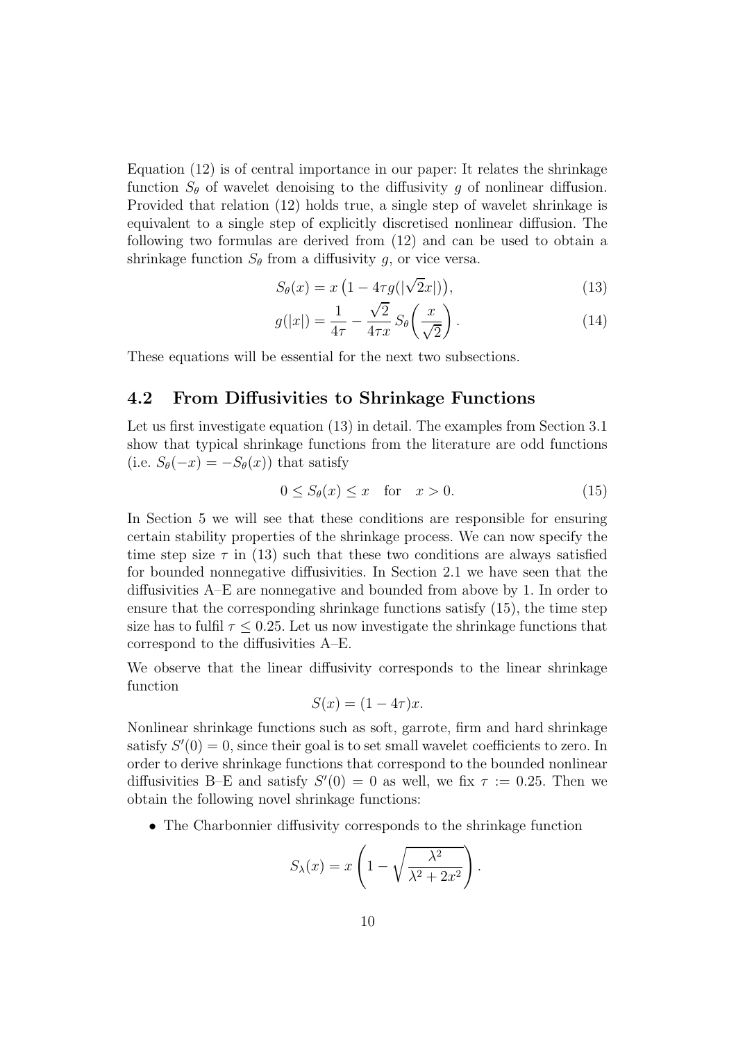Equation (12) is of central importance in our paper: It relates the shrinkage function $S_\theta$ of wavelet denoising to the diffusivity $g$ of nonlinear diffusion. Provided that relation (12) holds true, a single step of wavelet shrinkage is equivalent to a single step of explicitly discretised nonlinear diffusion. The following two formulas are derived from (12) and can be used to obtain a shrinkage function $S_\theta$ from a diffusivity $g$, or vice versa.

$$S_\theta(x) = x\left(1 - 4\tau g(|\sqrt{2}x|)\right), \tag{13}$$

$$g(|x|) = \frac{1}{4\tau} - \frac{\sqrt{2}}{4\tau x}\, S_\theta\!\left(\frac{x}{\sqrt{2}}\right). \tag{14}$$

These equations will be essential for the next two subsections.

## 4.2 From Diffusivities to Shrinkage Functions

Let us first investigate equation (13) in detail. The examples from Section 3.1 show that typical shrinkage functions from the literature are odd functions (i.e. $S_\theta(-x) = -S_\theta(x)$) that satisfy

$$0 \leq S_\theta(x) \leq x \quad \text{for} \quad x > 0. \tag{15}$$

In Section 5 we will see that these conditions are responsible for ensuring certain stability properties of the shrinkage process. We can now specify the time step size $\tau$ in (13) such that these two conditions are always satisfied for bounded nonnegative diffusivities. In Section 2.1 we have seen that the diffusivities A–E are nonnegative and bounded from above by 1. In order to ensure that the corresponding shrinkage functions satisfy (15), the time step size has to fulfil $\tau \leq 0.25$. Let us now investigate the shrinkage functions that correspond to the diffusivities A–E.

We observe that the linear diffusivity corresponds to the linear shrinkage function

$$S(x) = (1 - 4\tau)x.$$

Nonlinear shrinkage functions such as soft, garrote, firm and hard shrinkage satisfy $S'(0) = 0$, since their goal is to set small wavelet coefficients to zero. In order to derive shrinkage functions that correspond to the bounded nonlinear diffusivities B–E and satisfy $S'(0) = 0$ as well, we fix $\tau := 0.25$. Then we obtain the following novel shrinkage functions:

- The Charbonnier diffusivity corresponds to the shrinkage function

$$S_\lambda(x) = x\left(1 - \sqrt{\frac{\lambda^2}{\lambda^2 + 2x^2}}\right).$$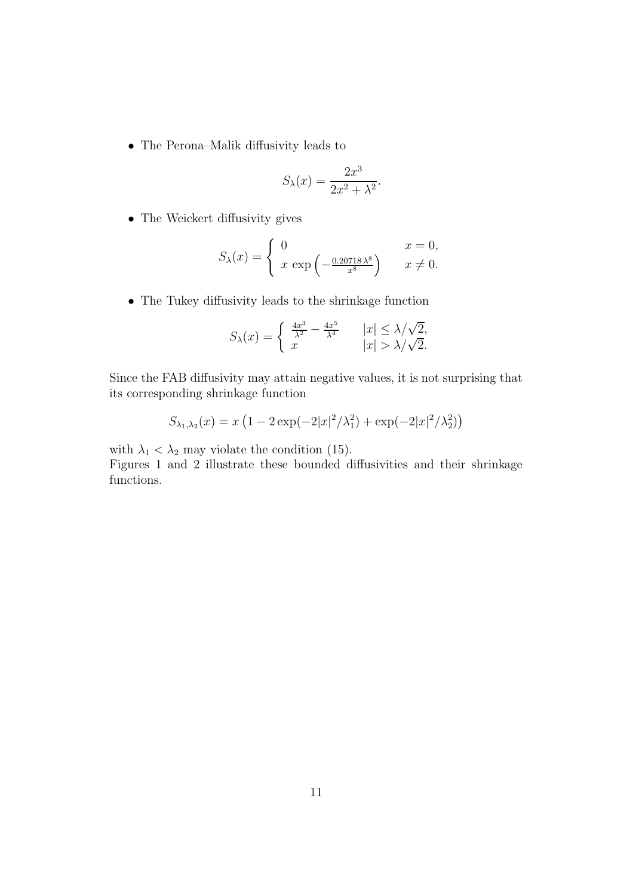- The Perona–Malik diffusivity leads to

$$S_\lambda(x) = \frac{2x^3}{2x^2 + \lambda^2}.$$

- The Weickert diffusivity gives

$$S_\lambda(x) = \begin{cases} 0 & x = 0, \\ x \, \exp\left(-\frac{0.20718\,\lambda^8}{x^8}\right) & x \neq 0. \end{cases}$$

- The Tukey diffusivity leads to the shrinkage function

$$S_\lambda(x) = \begin{cases} \frac{4x^3}{\lambda^2} - \frac{4x^5}{\lambda^4} & |x| \leq \lambda/\sqrt{2}, \\ x & |x| > \lambda/\sqrt{2}. \end{cases}$$

Since the FAB diffusivity may attain negative values, it is not surprising that its corresponding shrinkage function

$$S_{\lambda_1,\lambda_2}(x) = x\left(1 - 2\exp(-2|x|^2/\lambda_1^2) + \exp(-2|x|^2/\lambda_2^2)\right)$$

with $\lambda_1 < \lambda_2$ may violate the condition (15).
Figures 1 and 2 illustrate these bounded diffusivities and their shrinkage functions.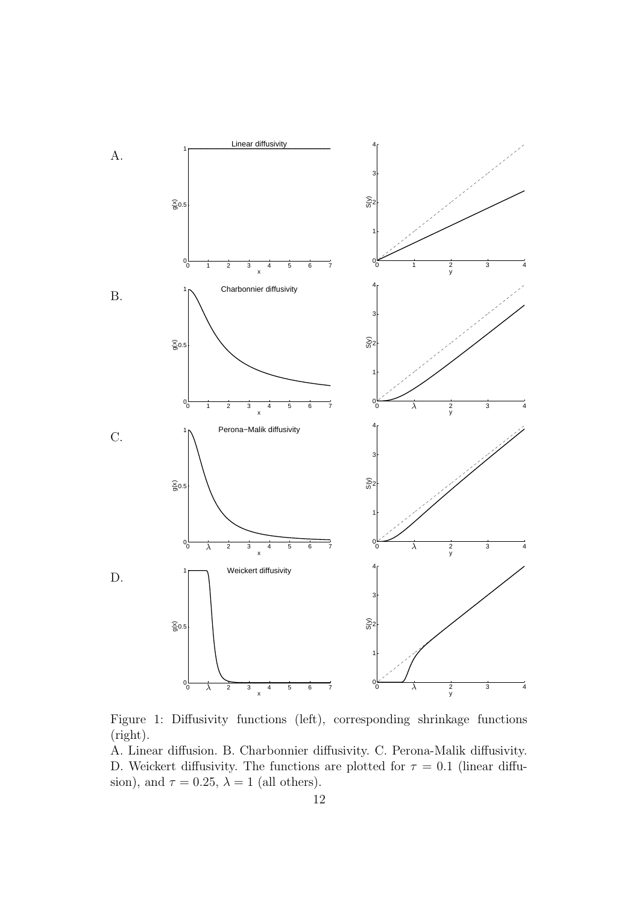Figure 1: Diffusivity functions (left), corresponding shrinkage functions (right).

A. Linear diffusion. B. Charbonnier diffusivity. C. Perona-Malik diffusivity. D. Weickert diffusivity. The functions are plotted for $\tau = 0.1$ (linear diffusion), and $\tau = 0.25$, $\lambda = 1$ (all others).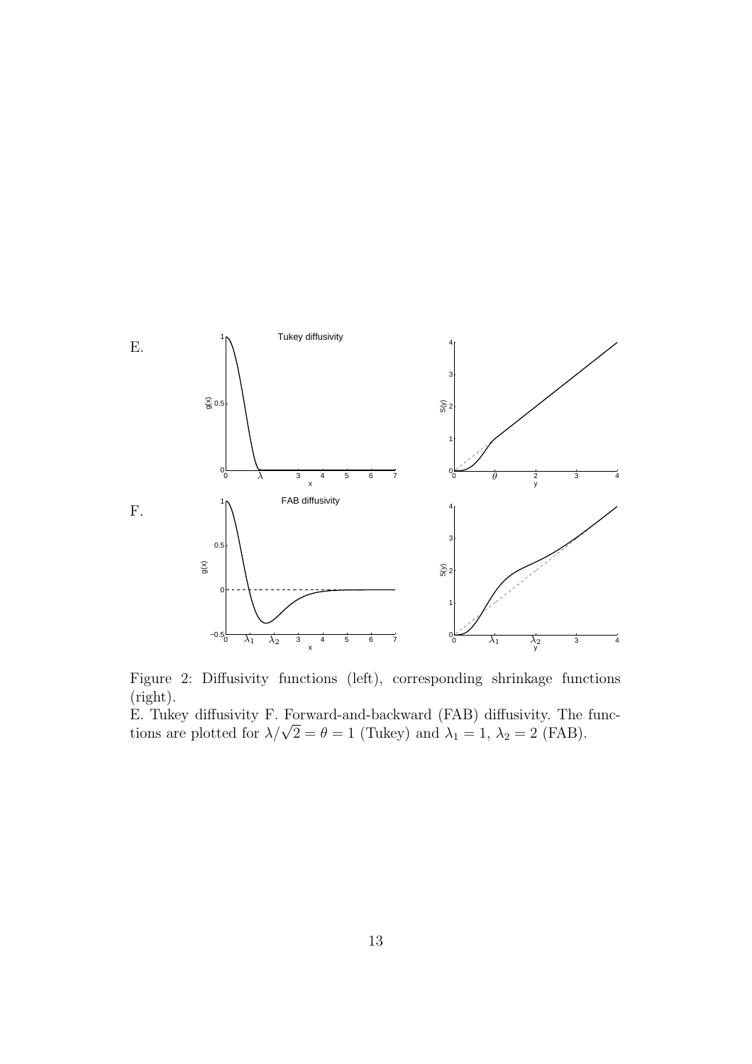E.

F.

Figure 2: Diffusivity functions (left), corresponding shrinkage functions (right).
E. Tukey diffusivity F. Forward-and-backward (FAB) diffusivity. The functions are plotted for $\lambda/\sqrt{2} = \theta = 1$ (Tukey) and $\lambda_1 = 1$, $\lambda_2 = 2$ (FAB).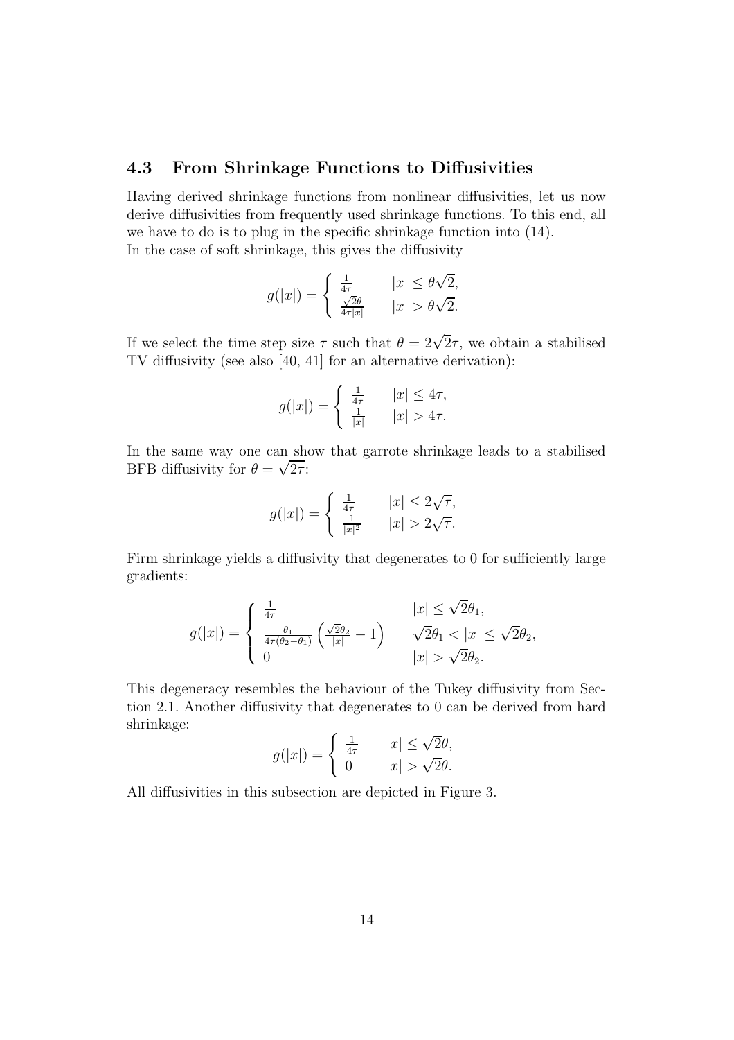### 4.3 From Shrinkage Functions to Diffusivities

Having derived shrinkage functions from nonlinear diffusivities, let us now derive diffusivities from frequently used shrinkage functions. To this end, all we have to do is to plug in the specific shrinkage function into (14).
In the case of soft shrinkage, this gives the diffusivity

$$g(|x|) = \begin{cases} \frac{1}{4\tau} & |x| \leq \theta\sqrt{2}, \\ \frac{\sqrt{2}\theta}{4\tau|x|} & |x| > \theta\sqrt{2}. \end{cases}$$

If we select the time step size $\tau$ such that $\theta = 2\sqrt{2}\tau$, we obtain a stabilised TV diffusivity (see also [40, 41] for an alternative derivation):

$$g(|x|) = \begin{cases} \frac{1}{4\tau} & |x| \leq 4\tau, \\ \frac{1}{|x|} & |x| > 4\tau. \end{cases}$$

In the same way one can show that garrote shrinkage leads to a stabilised BFB diffusivity for $\theta = \sqrt{2\tau}$:

$$g(|x|) = \begin{cases} \frac{1}{4\tau} & |x| \leq 2\sqrt{\tau}, \\ \frac{1}{|x|^2} & |x| > 2\sqrt{\tau}. \end{cases}$$

Firm shrinkage yields a diffusivity that degenerates to 0 for sufficiently large gradients:

$$g(|x|) = \begin{cases} \frac{1}{4\tau} & |x| \leq \sqrt{2}\theta_1, \\ \frac{\theta_1}{4\tau(\theta_2 - \theta_1)} \left( \frac{\sqrt{2}\theta_2}{|x|} - 1 \right) & \sqrt{2}\theta_1 < |x| \leq \sqrt{2}\theta_2, \\ 0 & |x| > \sqrt{2}\theta_2. \end{cases}$$

This degeneracy resembles the behaviour of the Tukey diffusivity from Section 2.1. Another diffusivity that degenerates to 0 can be derived from hard shrinkage:

$$g(|x|) = \begin{cases} \frac{1}{4\tau} & |x| \leq \sqrt{2}\theta, \\ 0 & |x| > \sqrt{2}\theta. \end{cases}$$

All diffusivities in this subsection are depicted in Figure 3.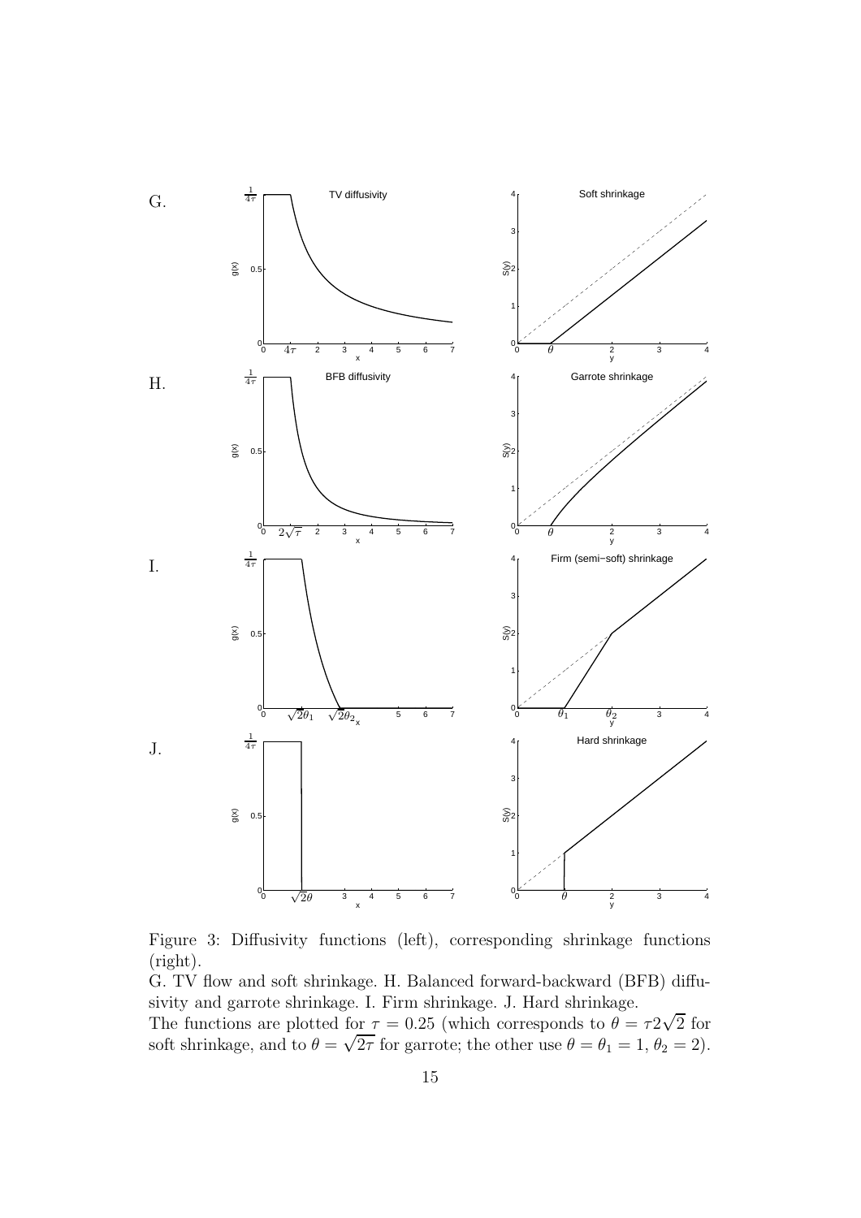Figure 3: Diffusivity functions (left), corresponding shrinkage functions (right).
G. TV flow and soft shrinkage. H. Balanced forward-backward (BFB) diffusivity and garrote shrinkage. I. Firm shrinkage. J. Hard shrinkage.
The functions are plotted for $\tau = 0.25$ (which corresponds to $\theta = \tau 2\sqrt{2}$ for soft shrinkage, and to $\theta = \sqrt{2\tau}$ for garrote; the other use $\theta = \theta_1 = 1$, $\theta_2 = 2$).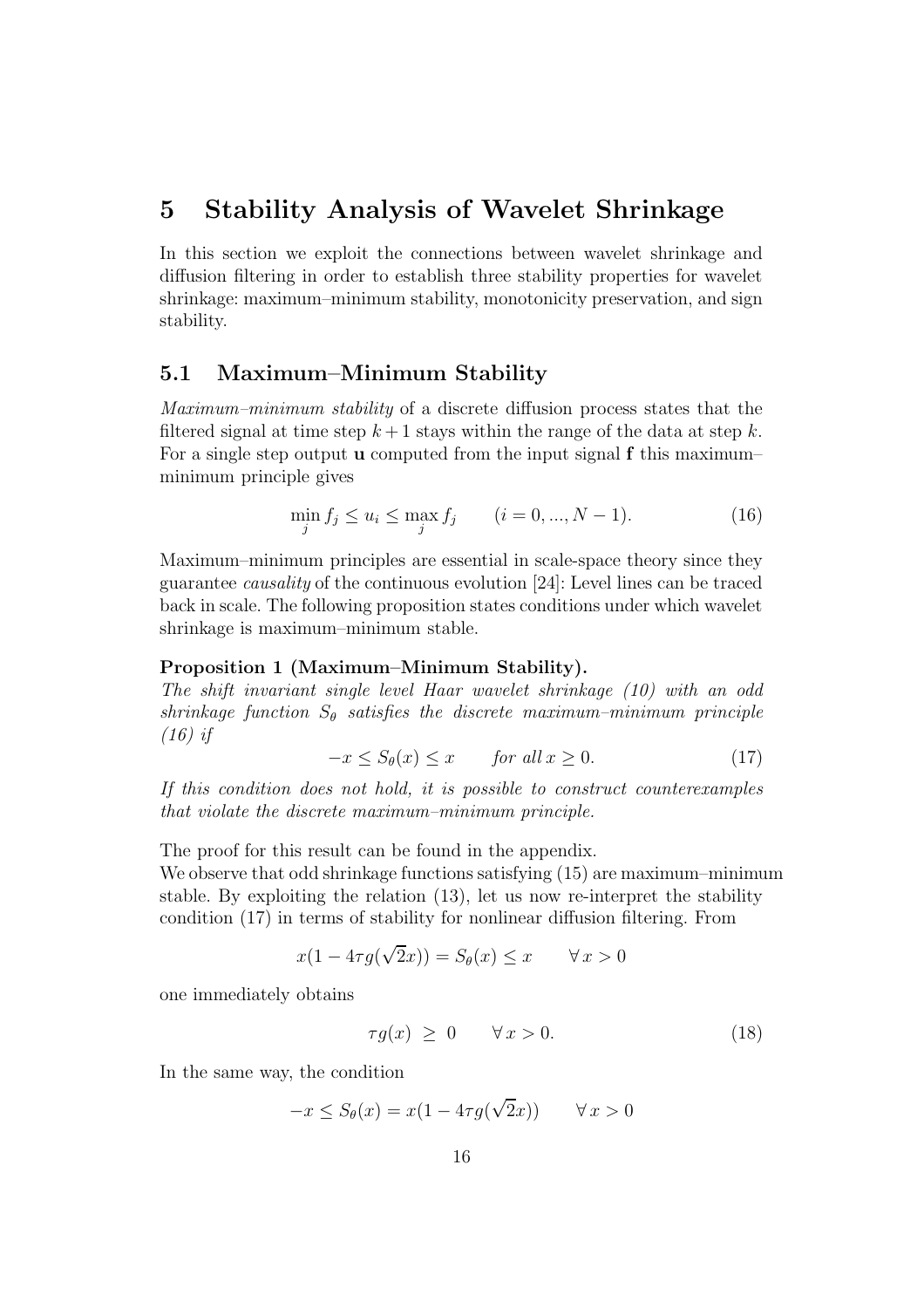# 5 Stability Analysis of Wavelet Shrinkage

In this section we exploit the connections between wavelet shrinkage and diffusion filtering in order to establish three stability properties for wavelet shrinkage: maximum–minimum stability, monotonicity preservation, and sign stability.

## 5.1 Maximum–Minimum Stability

*Maximum–minimum stability* of a discrete diffusion process states that the filtered signal at time step $k+1$ stays within the range of the data at step $k$. For a single step output $\mathbf{u}$ computed from the input signal $\mathbf{f}$ this maximum–minimum principle gives

$$\min_j f_j \leq u_i \leq \max_j f_j \qquad (i = 0, ..., N-1). \tag{16}$$

Maximum–minimum principles are essential in scale-space theory since they guarantee *causality* of the continuous evolution [24]: Level lines can be traced back in scale. The following proposition states conditions under which wavelet shrinkage is maximum–minimum stable.

**Proposition 1 (Maximum–Minimum Stability).**
*The shift invariant single level Haar wavelet shrinkage (10) with an odd shrinkage function $S_\theta$ satisfies the discrete maximum–minimum principle (16) if*

$$-x \leq S_\theta(x) \leq x \qquad \textit{for all}\; x \geq 0. \tag{17}$$

*If this condition does not hold, it is possible to construct counterexamples that violate the discrete maximum–minimum principle.*

The proof for this result can be found in the appendix.
We observe that odd shrinkage functions satisfying (15) are maximum–minimum stable. By exploiting the relation (13), let us now re-interpret the stability condition (17) in terms of stability for nonlinear diffusion filtering. From

$$x(1 - 4\tau g(\sqrt{2}x)) = S_\theta(x) \leq x \qquad \forall\, x > 0$$

one immediately obtains

$$\tau g(x) \;\geq\; 0 \qquad \forall\, x > 0. \tag{18}$$

In the same way, the condition

$$-x \leq S_\theta(x) = x(1 - 4\tau g(\sqrt{2}x)) \qquad \forall\, x > 0$$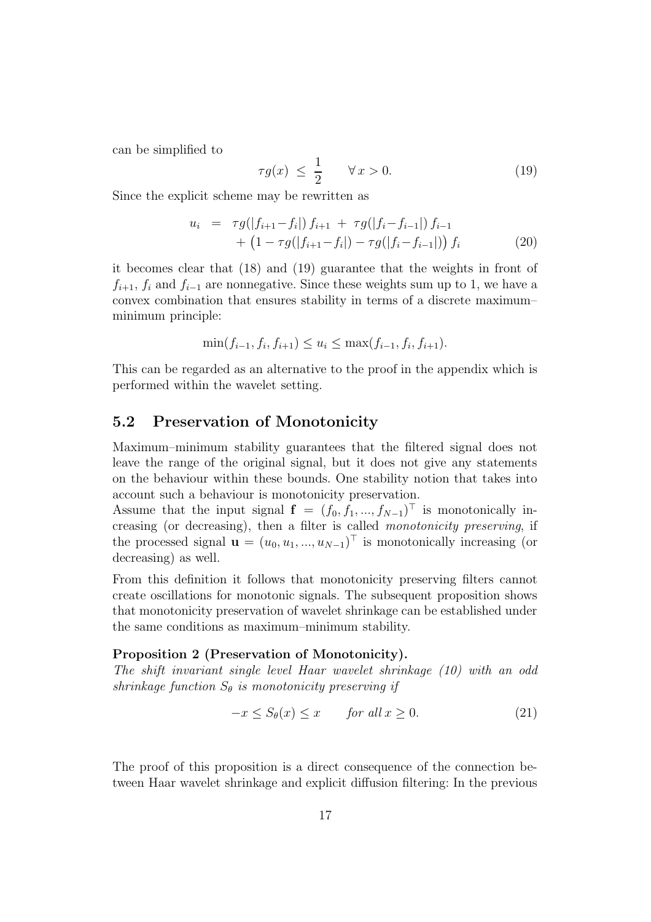can be simplified to

$$\tau g(x) \;\leq\; \frac{1}{2} \qquad \forall\, x > 0. \tag{19}$$

Since the explicit scheme may be rewritten as

$$\begin{aligned} u_i \;&=\; \tau g(|f_{i+1}-f_i|)\, f_{i+1} \;+\; \tau g(|f_i-f_{i-1}|)\, f_{i-1} \\ &\quad + \big(1 - \tau g(|f_{i+1}-f_i|) - \tau g(|f_i-f_{i-1}|)\big)\, f_i \end{aligned} \tag{20}$$

it becomes clear that (18) and (19) guarantee that the weights in front of $f_{i+1}$, $f_i$ and $f_{i-1}$ are nonnegative. Since these weights sum up to 1, we have a convex combination that ensures stability in terms of a discrete maximum–minimum principle:

$$\min(f_{i-1}, f_i, f_{i+1}) \leq u_i \leq \max(f_{i-1}, f_i, f_{i+1}).$$

This can be regarded as an alternative to the proof in the appendix which is performed within the wavelet setting.

## 5.2 Preservation of Monotonicity

Maximum–minimum stability guarantees that the filtered signal does not leave the range of the original signal, but it does not give any statements on the behaviour within these bounds. One stability notion that takes into account such a behaviour is monotonicity preservation.

Assume that the input signal $\mathbf{f} = (f_0, f_1, ..., f_{N-1})^\top$ is monotonically increasing (or decreasing), then a filter is called *monotonicity preserving*, if the processed signal $\mathbf{u} = (u_0, u_1, ..., u_{N-1})^\top$ is monotonically increasing (or decreasing) as well.

From this definition it follows that monotonicity preserving filters cannot create oscillations for monotonic signals. The subsequent proposition shows that monotonicity preservation of wavelet shrinkage can be established under the same conditions as maximum–minimum stability.

**Proposition 2 (Preservation of Monotonicity).**
*The shift invariant single level Haar wavelet shrinkage (10) with an odd shrinkage function $S_\theta$ is monotonicity preserving if*

$$-x \leq S_\theta(x) \leq x \qquad \textit{for all}\; x \geq 0. \tag{21}$$

The proof of this proposition is a direct consequence of the connection between Haar wavelet shrinkage and explicit diffusion filtering: In the previous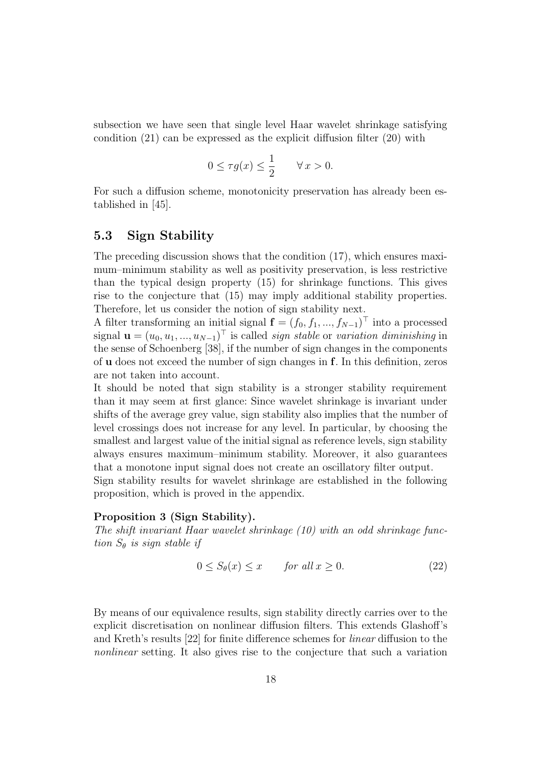subsection we have seen that single level Haar wavelet shrinkage satisfying condition (21) can be expressed as the explicit diffusion filter (20) with

$$0 \leq \tau g(x) \leq \frac{1}{2} \qquad \forall\, x > 0.$$

For such a diffusion scheme, monotonicity preservation has already been established in [45].

## 5.3 Sign Stability

The preceding discussion shows that the condition (17), which ensures maximum–minimum stability as well as positivity preservation, is less restrictive than the typical design property (15) for shrinkage functions. This gives rise to the conjecture that (15) may imply additional stability properties. Therefore, let us consider the notion of sign stability next.

A filter transforming an initial signal $\mathbf{f} = (f_0, f_1, ..., f_{N-1})^\top$ into a processed signal $\mathbf{u} = (u_0, u_1, ..., u_{N-1})^\top$ is called *sign stable* or *variation diminishing* in the sense of Schoenberg [38], if the number of sign changes in the components of $\mathbf{u}$ does not exceed the number of sign changes in $\mathbf{f}$. In this definition, zeros are not taken into account.

It should be noted that sign stability is a stronger stability requirement than it may seem at first glance: Since wavelet shrinkage is invariant under shifts of the average grey value, sign stability also implies that the number of level crossings does not increase for any level. In particular, by choosing the smallest and largest value of the initial signal as reference levels, sign stability always ensures maximum–minimum stability. Moreover, it also guarantees that a monotone input signal does not create an oscillatory filter output.

Sign stability results for wavelet shrinkage are established in the following proposition, which is proved in the appendix.

**Proposition 3 (Sign Stability).**
*The shift invariant Haar wavelet shrinkage (10) with an odd shrinkage function $S_\theta$ is sign stable if*

$$0 \leq S_\theta(x) \leq x \qquad \textit{for all } x \geq 0. \tag{22}$$

By means of our equivalence results, sign stability directly carries over to the explicit discretisation on nonlinear diffusion filters. This extends Glashoff's and Kreth's results [22] for finite difference schemes for *linear* diffusion to the *nonlinear* setting. It also gives rise to the conjecture that such a variation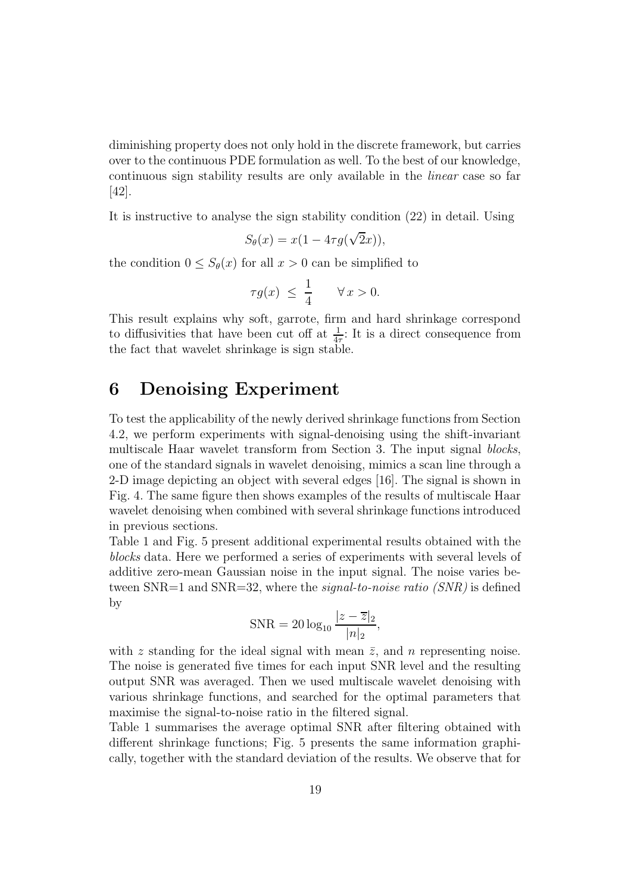diminishing property does not only hold in the discrete framework, but carries over to the continuous PDE formulation as well. To the best of our knowledge, continuous sign stability results are only available in the *linear* case so far [42].

It is instructive to analyse the sign stability condition (22) in detail. Using

$$S_\theta(x) = x(1 - 4\tau g(\sqrt{2}x)),$$

the condition $0 \leq S_\theta(x)$ for all $x > 0$ can be simplified to

$$\tau g(x) \;\leq\; \frac{1}{4} \qquad \forall\, x > 0.$$

This result explains why soft, garrote, firm and hard shrinkage correspond to diffusivities that have been cut off at $\frac{1}{4\tau}$: It is a direct consequence from the fact that wavelet shrinkage is sign stable.

# 6 Denoising Experiment

To test the applicability of the newly derived shrinkage functions from Section 4.2, we perform experiments with signal-denoising using the shift-invariant multiscale Haar wavelet transform from Section 3. The input signal *blocks*, one of the standard signals in wavelet denoising, mimics a scan line through a 2-D image depicting an object with several edges [16]. The signal is shown in Fig. 4. The same figure then shows examples of the results of multiscale Haar wavelet denoising when combined with several shrinkage functions introduced in previous sections.

Table 1 and Fig. 5 present additional experimental results obtained with the *blocks* data. Here we performed a series of experiments with several levels of additive zero-mean Gaussian noise in the input signal. The noise varies between SNR=1 and SNR=32, where the *signal-to-noise ratio (SNR)* is defined by

$$\mathrm{SNR} = 20 \log_{10} \frac{|z - \overline{z}|_2}{|n|_2},$$

with $z$ standing for the ideal signal with mean $\bar{z}$, and $n$ representing noise. The noise is generated five times for each input SNR level and the resulting output SNR was averaged. Then we used multiscale wavelet denoising with various shrinkage functions, and searched for the optimal parameters that maximise the signal-to-noise ratio in the filtered signal.

Table 1 summarises the average optimal SNR after filtering obtained with different shrinkage functions; Fig. 5 presents the same information graphically, together with the standard deviation of the results. We observe that for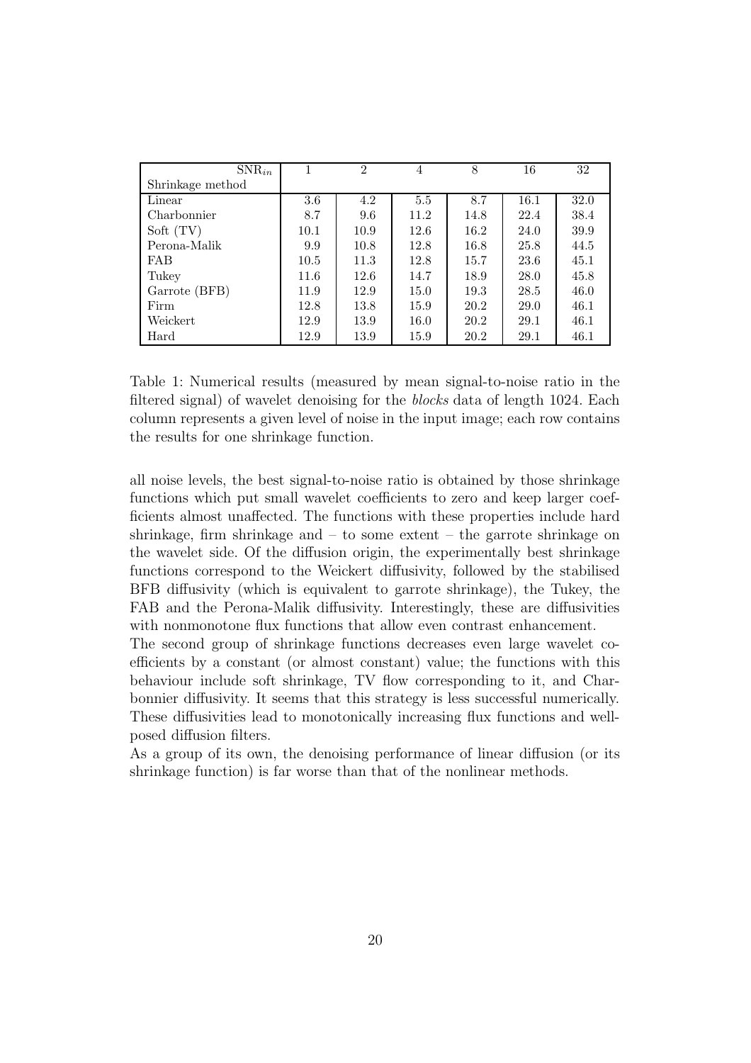| $\text{SNR}_{in}$ / Shrinkage method | 1 | 2 | 4 | 8 | 16 | 32 |
|---|---|---|---|---|---|---|
| Linear | 3.6 | 4.2 | 5.5 | 8.7 | 16.1 | 32.0 |
| Charbonnier | 8.7 | 9.6 | 11.2 | 14.8 | 22.4 | 38.4 |
| Soft (TV) | 10.1 | 10.9 | 12.6 | 16.2 | 24.0 | 39.9 |
| Perona-Malik | 9.9 | 10.8 | 12.8 | 16.8 | 25.8 | 44.5 |
| FAB | 10.5 | 11.3 | 12.8 | 15.7 | 23.6 | 45.1 |
| Tukey | 11.6 | 12.6 | 14.7 | 18.9 | 28.0 | 45.8 |
| Garrote (BFB) | 11.9 | 12.9 | 15.0 | 19.3 | 28.5 | 46.0 |
| Firm | 12.8 | 13.8 | 15.9 | 20.2 | 29.0 | 46.1 |
| Weickert | 12.9 | 13.9 | 16.0 | 20.2 | 29.1 | 46.1 |
| Hard | 12.9 | 13.9 | 15.9 | 20.2 | 29.1 | 46.1 |

Table 1: Numerical results (measured by mean signal-to-noise ratio in the filtered signal) of wavelet denoising for the *blocks* data of length 1024. Each column represents a given level of noise in the input image; each row contains the results for one shrinkage function.

all noise levels, the best signal-to-noise ratio is obtained by those shrinkage functions which put small wavelet coefficients to zero and keep larger coefficients almost unaffected. The functions with these properties include hard shrinkage, firm shrinkage and – to some extent – the garrote shrinkage on the wavelet side. Of the diffusion origin, the experimentally best shrinkage functions correspond to the Weickert diffusivity, followed by the stabilised BFB diffusivity (which is equivalent to garrote shrinkage), the Tukey, the FAB and the Perona-Malik diffusivity. Interestingly, these are diffusivities with nonmonotone flux functions that allow even contrast enhancement.

The second group of shrinkage functions decreases even large wavelet coefficients by a constant (or almost constant) value; the functions with this behaviour include soft shrinkage, TV flow corresponding to it, and Charbonnier diffusivity. It seems that this strategy is less successful numerically. These diffusivities lead to monotonically increasing flux functions and well-posed diffusion filters.

As a group of its own, the denoising performance of linear diffusion (or its shrinkage function) is far worse than that of the nonlinear methods.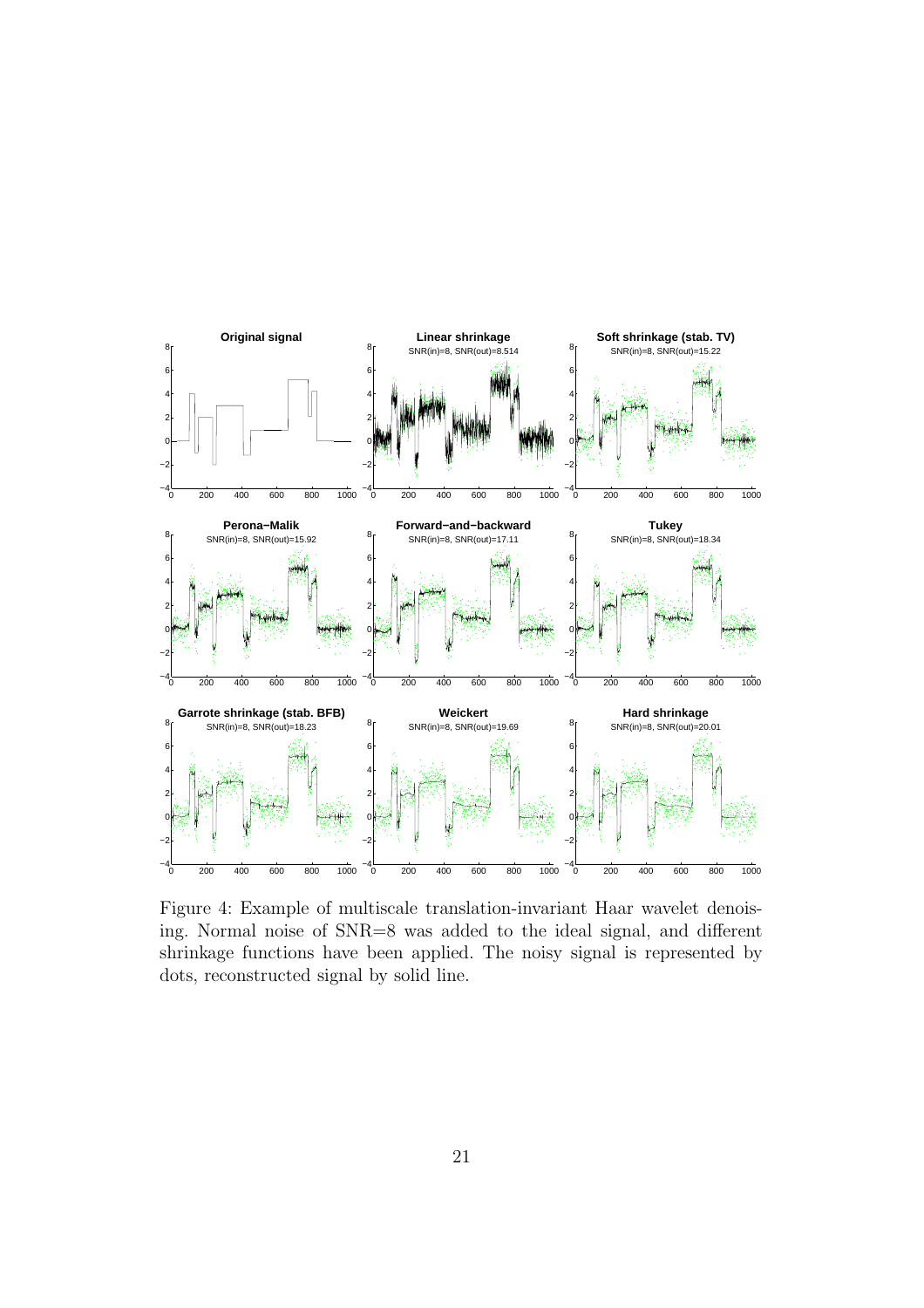Figure 4: Example of multiscale translation-invariant Haar wavelet denoising. Normal noise of SNR=8 was added to the ideal signal, and different shrinkage functions have been applied. The noisy signal is represented by dots, reconstructed signal by solid line.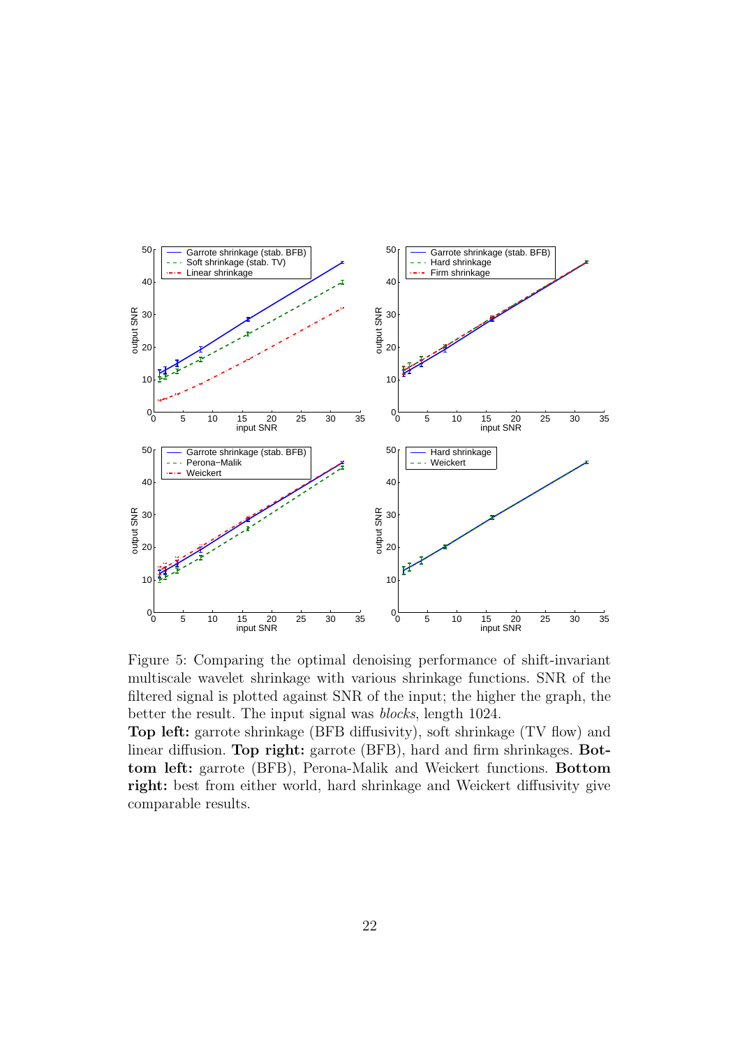Figure 5: Comparing the optimal denoising performance of shift-invariant multiscale wavelet shrinkage with various shrinkage functions. SNR of the filtered signal is plotted against SNR of the input; the higher the graph, the better the result. The input signal was *blocks*, length 1024.

**Top left:** garrote shrinkage (BFB diffusivity), soft shrinkage (TV flow) and linear diffusion. **Top right:** garrote (BFB), hard and firm shrinkages. **Bottom left:** garrote (BFB), Perona-Malik and Weickert functions. **Bottom right:** best from either world, hard shrinkage and Weickert diffusivity give comparable results.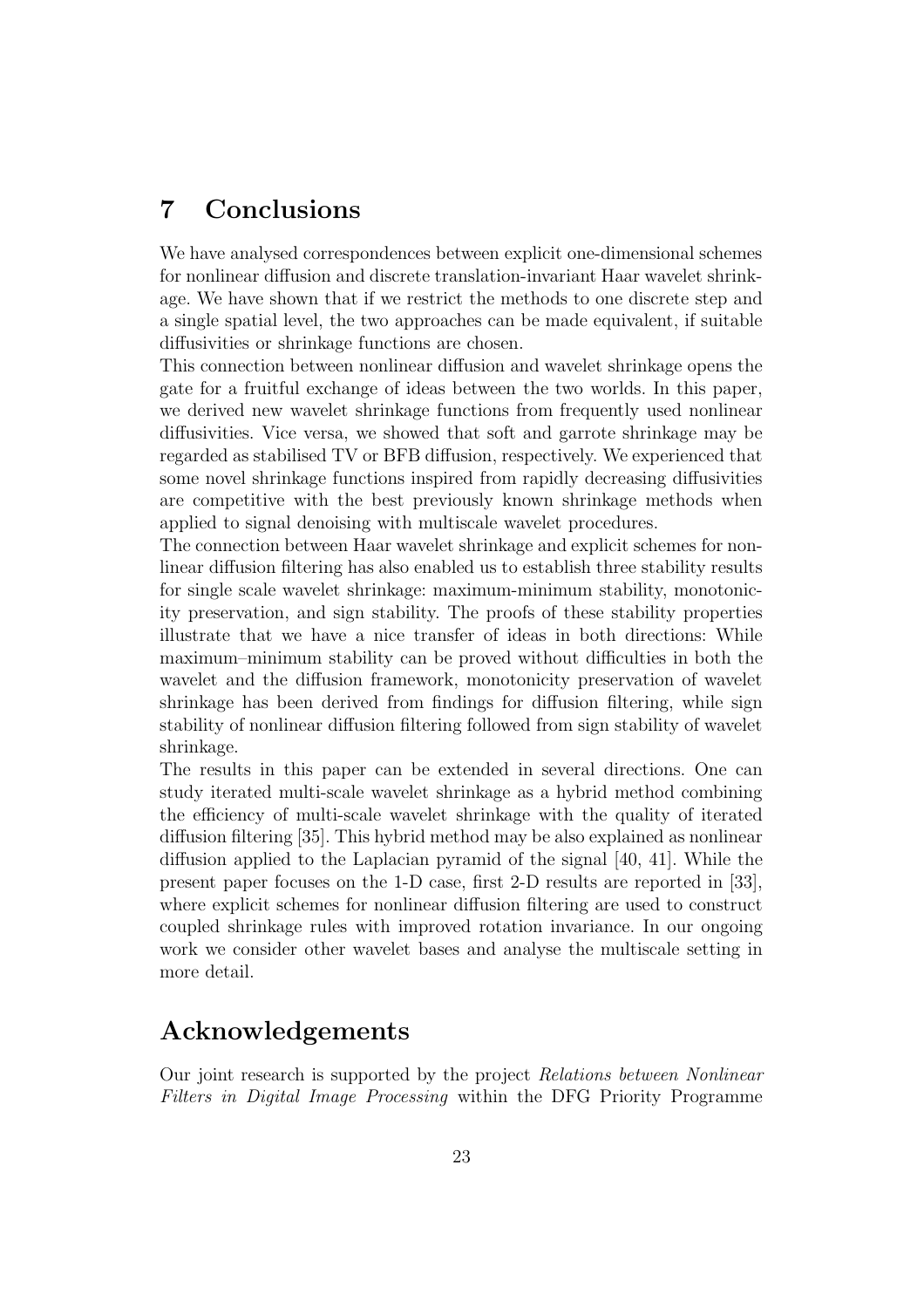# 7 Conclusions

We have analysed correspondences between explicit one-dimensional schemes for nonlinear diffusion and discrete translation-invariant Haar wavelet shrinkage. We have shown that if we restrict the methods to one discrete step and a single spatial level, the two approaches can be made equivalent, if suitable diffusivities or shrinkage functions are chosen.

This connection between nonlinear diffusion and wavelet shrinkage opens the gate for a fruitful exchange of ideas between the two worlds. In this paper, we derived new wavelet shrinkage functions from frequently used nonlinear diffusivities. Vice versa, we showed that soft and garrote shrinkage may be regarded as stabilised TV or BFB diffusion, respectively. We experienced that some novel shrinkage functions inspired from rapidly decreasing diffusivities are competitive with the best previously known shrinkage methods when applied to signal denoising with multiscale wavelet procedures.

The connection between Haar wavelet shrinkage and explicit schemes for nonlinear diffusion filtering has also enabled us to establish three stability results for single scale wavelet shrinkage: maximum-minimum stability, monotonicity preservation, and sign stability. The proofs of these stability properties illustrate that we have a nice transfer of ideas in both directions: While maximum–minimum stability can be proved without difficulties in both the wavelet and the diffusion framework, monotonicity preservation of wavelet shrinkage has been derived from findings for diffusion filtering, while sign stability of nonlinear diffusion filtering followed from sign stability of wavelet shrinkage.

The results in this paper can be extended in several directions. One can study iterated multi-scale wavelet shrinkage as a hybrid method combining the efficiency of multi-scale wavelet shrinkage with the quality of iterated diffusion filtering [35]. This hybrid method may be also explained as nonlinear diffusion applied to the Laplacian pyramid of the signal [40, 41]. While the present paper focuses on the 1-D case, first 2-D results are reported in [33], where explicit schemes for nonlinear diffusion filtering are used to construct coupled shrinkage rules with improved rotation invariance. In our ongoing work we consider other wavelet bases and analyse the multiscale setting in more detail.

# Acknowledgements

Our joint research is supported by the project *Relations between Nonlinear Filters in Digital Image Processing* within the DFG Priority Programme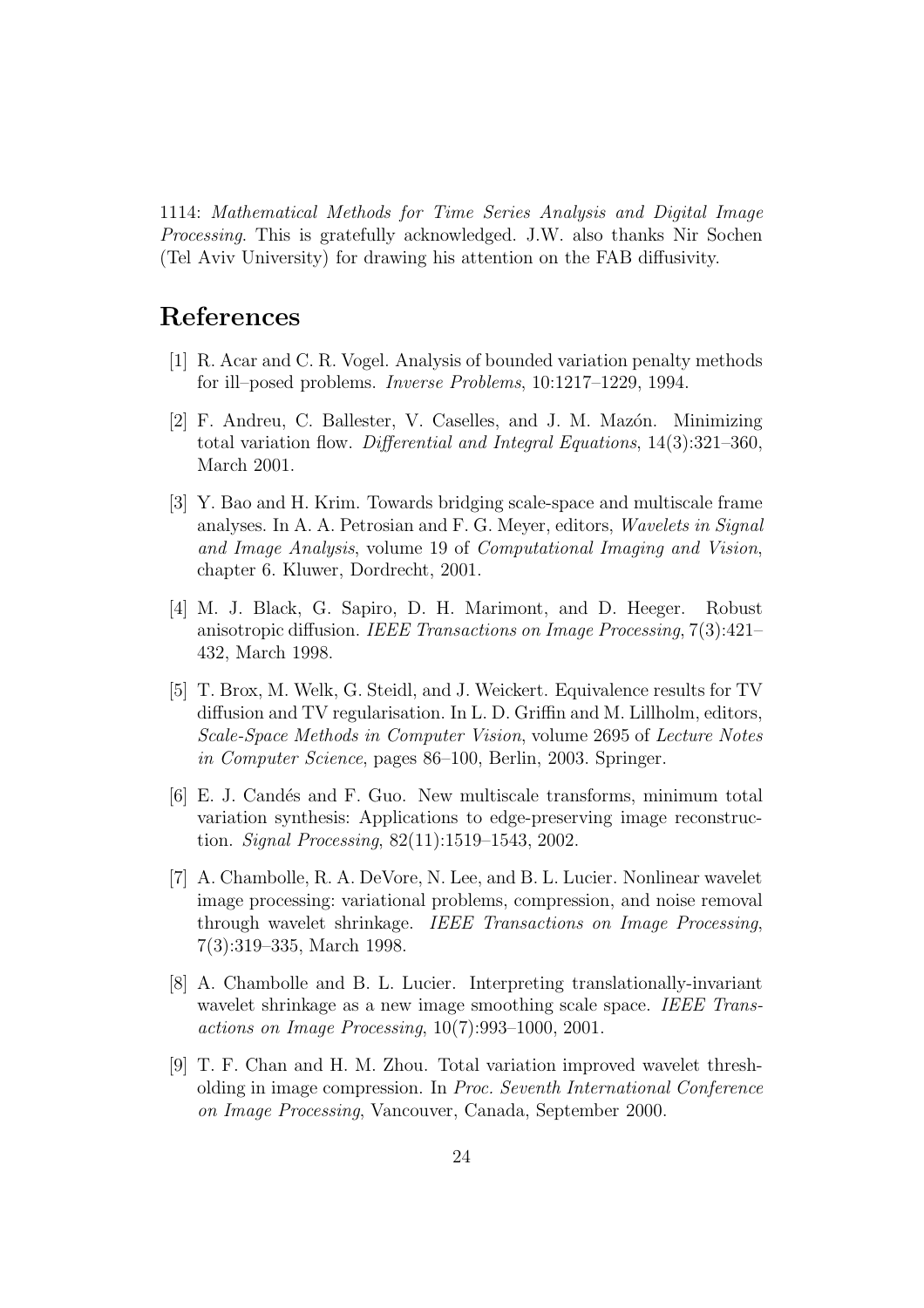1114: *Mathematical Methods for Time Series Analysis and Digital Image Processing*. This is gratefully acknowledged. J.W. also thanks Nir Sochen (Tel Aviv University) for drawing his attention on the FAB diffusivity.

# References

[1] R. Acar and C. R. Vogel. Analysis of bounded variation penalty methods for ill–posed problems. *Inverse Problems*, 10:1217–1229, 1994.

[2] F. Andreu, C. Ballester, V. Caselles, and J. M. Mazón. Minimizing total variation flow. *Differential and Integral Equations*, 14(3):321–360, March 2001.

[3] Y. Bao and H. Krim. Towards bridging scale-space and multiscale frame analyses. In A. A. Petrosian and F. G. Meyer, editors, *Wavelets in Signal and Image Analysis*, volume 19 of *Computational Imaging and Vision*, chapter 6. Kluwer, Dordrecht, 2001.

[4] M. J. Black, G. Sapiro, D. H. Marimont, and D. Heeger. Robust anisotropic diffusion. *IEEE Transactions on Image Processing*, 7(3):421–432, March 1998.

[5] T. Brox, M. Welk, G. Steidl, and J. Weickert. Equivalence results for TV diffusion and TV regularisation. In L. D. Griffin and M. Lillholm, editors, *Scale-Space Methods in Computer Vision*, volume 2695 of *Lecture Notes in Computer Science*, pages 86–100, Berlin, 2003. Springer.

[6] E. J. Candés and F. Guo. New multiscale transforms, minimum total variation synthesis: Applications to edge-preserving image reconstruction. *Signal Processing*, 82(11):1519–1543, 2002.

[7] A. Chambolle, R. A. DeVore, N. Lee, and B. L. Lucier. Nonlinear wavelet image processing: variational problems, compression, and noise removal through wavelet shrinkage. *IEEE Transactions on Image Processing*, 7(3):319–335, March 1998.

[8] A. Chambolle and B. L. Lucier. Interpreting translationally-invariant wavelet shrinkage as a new image smoothing scale space. *IEEE Transactions on Image Processing*, 10(7):993–1000, 2001.

[9] T. F. Chan and H. M. Zhou. Total variation improved wavelet thresholding in image compression. In *Proc. Seventh International Conference on Image Processing*, Vancouver, Canada, September 2000.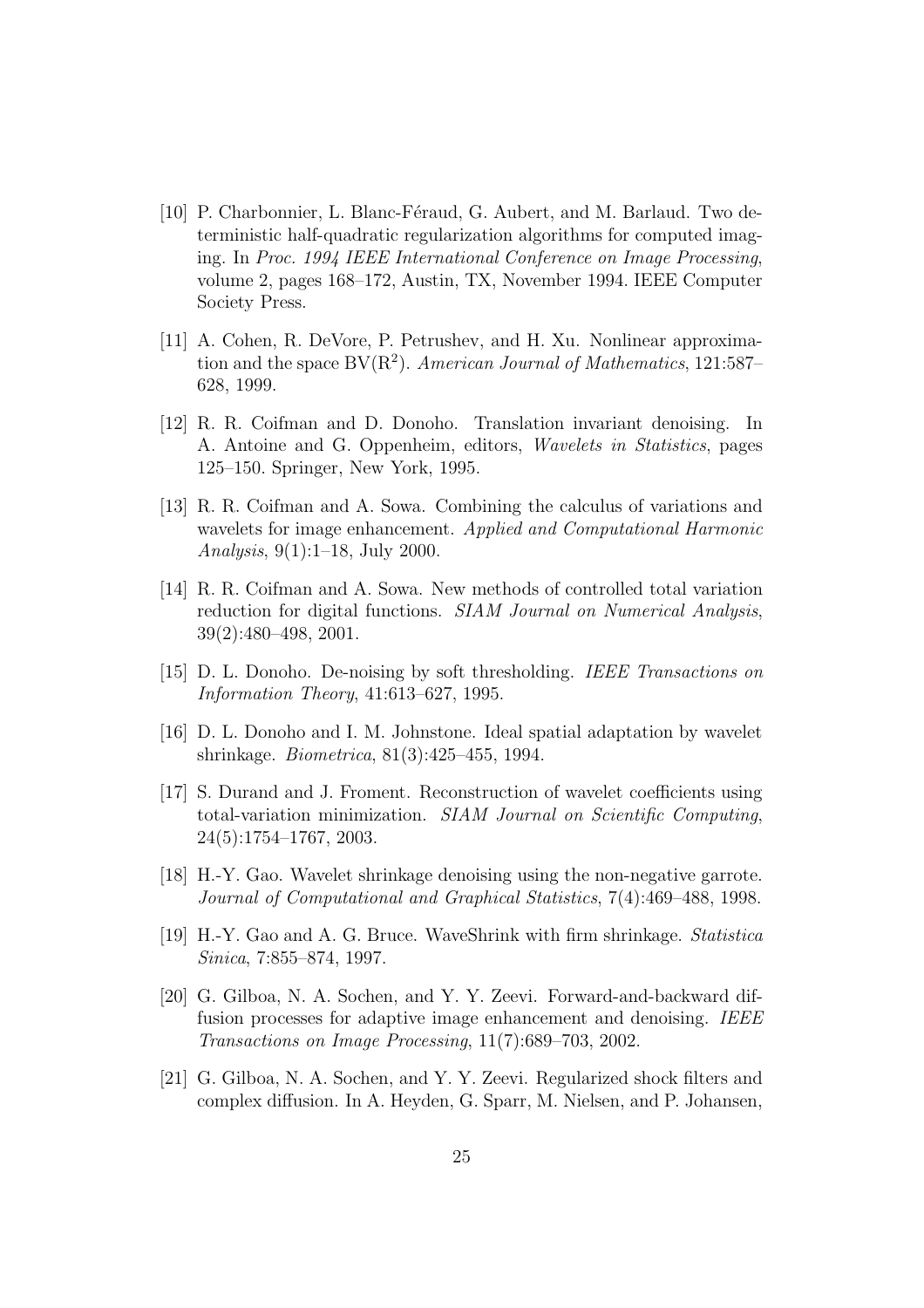[10] P. Charbonnier, L. Blanc-Féraud, G. Aubert, and M. Barlaud. Two deterministic half-quadratic regularization algorithms for computed imaging. In *Proc. 1994 IEEE International Conference on Image Processing*, volume 2, pages 168–172, Austin, TX, November 1994. IEEE Computer Society Press.

[11] A. Cohen, R. DeVore, P. Petrushev, and H. Xu. Nonlinear approximation and the space $\mathrm{BV}(\mathrm{R}^2)$. *American Journal of Mathematics*, 121:587–628, 1999.

[12] R. R. Coifman and D. Donoho. Translation invariant denoising. In A. Antoine and G. Oppenheim, editors, *Wavelets in Statistics*, pages 125–150. Springer, New York, 1995.

[13] R. R. Coifman and A. Sowa. Combining the calculus of variations and wavelets for image enhancement. *Applied and Computational Harmonic Analysis*, 9(1):1–18, July 2000.

[14] R. R. Coifman and A. Sowa. New methods of controlled total variation reduction for digital functions. *SIAM Journal on Numerical Analysis*, 39(2):480–498, 2001.

[15] D. L. Donoho. De-noising by soft thresholding. *IEEE Transactions on Information Theory*, 41:613–627, 1995.

[16] D. L. Donoho and I. M. Johnstone. Ideal spatial adaptation by wavelet shrinkage. *Biometrica*, 81(3):425–455, 1994.

[17] S. Durand and J. Froment. Reconstruction of wavelet coefficients using total-variation minimization. *SIAM Journal on Scientific Computing*, 24(5):1754–1767, 2003.

[18] H.-Y. Gao. Wavelet shrinkage denoising using the non-negative garrote. *Journal of Computational and Graphical Statistics*, 7(4):469–488, 1998.

[19] H.-Y. Gao and A. G. Bruce. WaveShrink with firm shrinkage. *Statistica Sinica*, 7:855–874, 1997.

[20] G. Gilboa, N. A. Sochen, and Y. Y. Zeevi. Forward-and-backward diffusion processes for adaptive image enhancement and denoising. *IEEE Transactions on Image Processing*, 11(7):689–703, 2002.

[21] G. Gilboa, N. A. Sochen, and Y. Y. Zeevi. Regularized shock filters and complex diffusion. In A. Heyden, G. Sparr, M. Nielsen, and P. Johansen,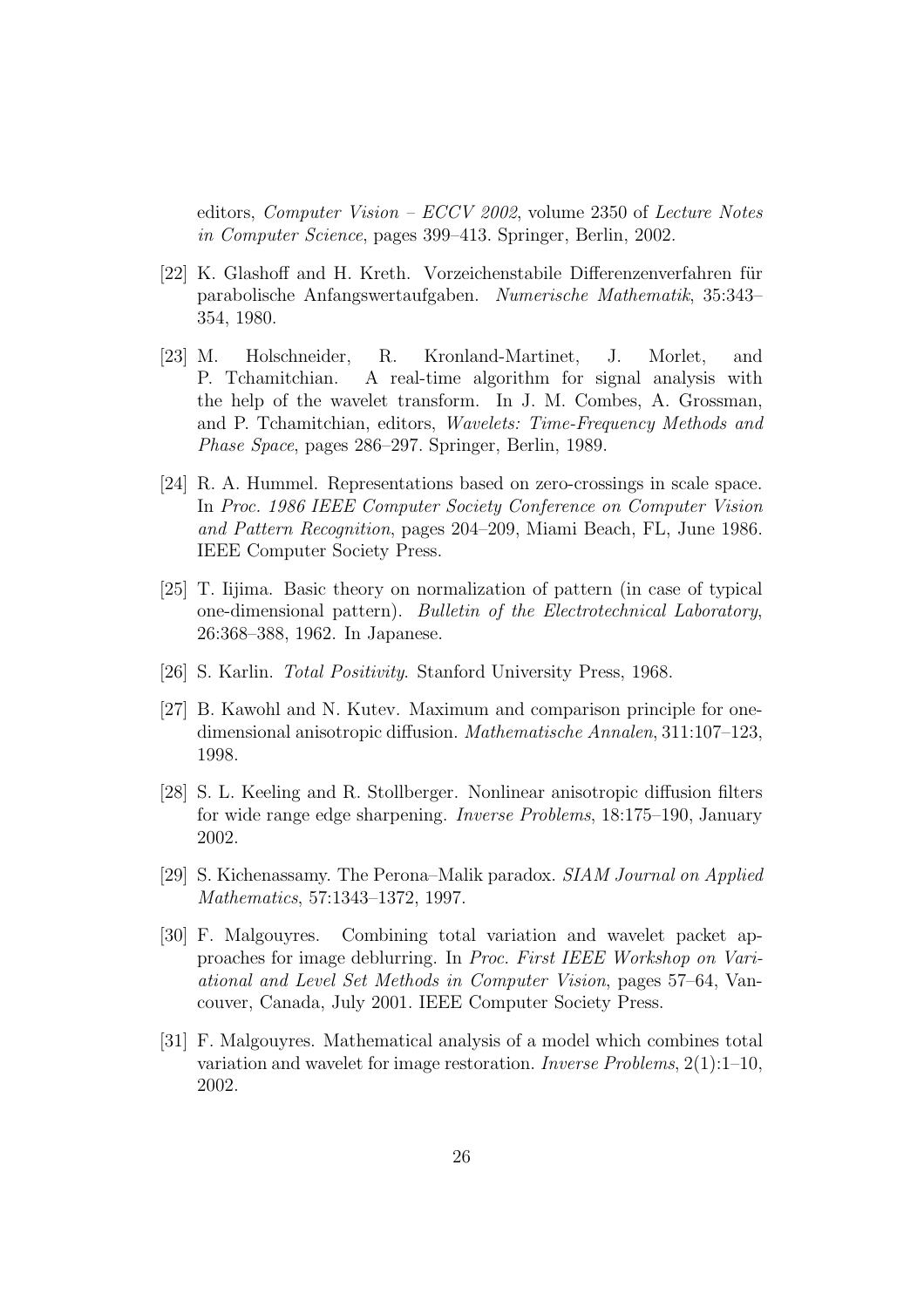editors, *Computer Vision – ECCV 2002*, volume 2350 of *Lecture Notes in Computer Science*, pages 399–413. Springer, Berlin, 2002.

[22] K. Glashoff and H. Kreth. Vorzeichenstabile Differenzenverfahren für parabolische Anfangswertaufgaben. *Numerische Mathematik*, 35:343–354, 1980.

[23] M. Holschneider, R. Kronland-Martinet, J. Morlet, and P. Tchamitchian. A real-time algorithm for signal analysis with the help of the wavelet transform. In J. M. Combes, A. Grossman, and P. Tchamitchian, editors, *Wavelets: Time-Frequency Methods and Phase Space*, pages 286–297. Springer, Berlin, 1989.

[24] R. A. Hummel. Representations based on zero-crossings in scale space. In *Proc. 1986 IEEE Computer Society Conference on Computer Vision and Pattern Recognition*, pages 204–209, Miami Beach, FL, June 1986. IEEE Computer Society Press.

[25] T. Iijima. Basic theory on normalization of pattern (in case of typical one-dimensional pattern). *Bulletin of the Electrotechnical Laboratory*, 26:368–388, 1962. In Japanese.

[26] S. Karlin. *Total Positivity*. Stanford University Press, 1968.

[27] B. Kawohl and N. Kutev. Maximum and comparison principle for one-dimensional anisotropic diffusion. *Mathematische Annalen*, 311:107–123, 1998.

[28] S. L. Keeling and R. Stollberger. Nonlinear anisotropic diffusion filters for wide range edge sharpening. *Inverse Problems*, 18:175–190, January 2002.

[29] S. Kichenassamy. The Perona–Malik paradox. *SIAM Journal on Applied Mathematics*, 57:1343–1372, 1997.

[30] F. Malgouyres. Combining total variation and wavelet packet approaches for image deblurring. In *Proc. First IEEE Workshop on Variational and Level Set Methods in Computer Vision*, pages 57–64, Vancouver, Canada, July 2001. IEEE Computer Society Press.

[31] F. Malgouyres. Mathematical analysis of a model which combines total variation and wavelet for image restoration. *Inverse Problems*, 2(1):1–10, 2002.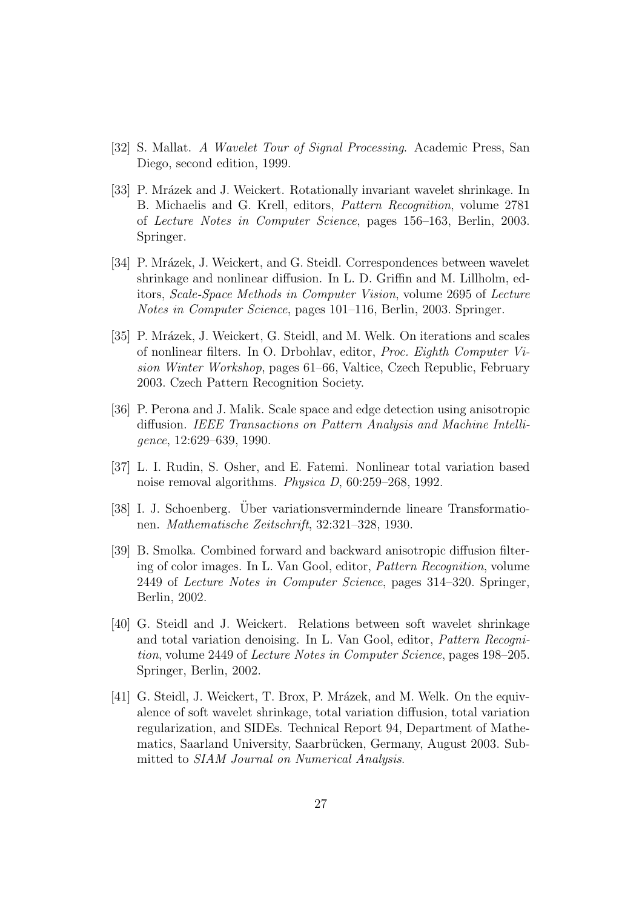[32] S. Mallat. *A Wavelet Tour of Signal Processing*. Academic Press, San Diego, second edition, 1999.

[33] P. Mrázek and J. Weickert. Rotationally invariant wavelet shrinkage. In B. Michaelis and G. Krell, editors, *Pattern Recognition*, volume 2781 of *Lecture Notes in Computer Science*, pages 156–163, Berlin, 2003. Springer.

[34] P. Mrázek, J. Weickert, and G. Steidl. Correspondences between wavelet shrinkage and nonlinear diffusion. In L. D. Griffin and M. Lillholm, editors, *Scale-Space Methods in Computer Vision*, volume 2695 of *Lecture Notes in Computer Science*, pages 101–116, Berlin, 2003. Springer.

[35] P. Mrázek, J. Weickert, G. Steidl, and M. Welk. On iterations and scales of nonlinear filters. In O. Drbohlav, editor, *Proc. Eighth Computer Vision Winter Workshop*, pages 61–66, Valtice, Czech Republic, February 2003. Czech Pattern Recognition Society.

[36] P. Perona and J. Malik. Scale space and edge detection using anisotropic diffusion. *IEEE Transactions on Pattern Analysis and Machine Intelligence*, 12:629–639, 1990.

[37] L. I. Rudin, S. Osher, and E. Fatemi. Nonlinear total variation based noise removal algorithms. *Physica D*, 60:259–268, 1992.

[38] I. J. Schoenberg. Über variationsvermindernde lineare Transformationen. *Mathematische Zeitschrift*, 32:321–328, 1930.

[39] B. Smolka. Combined forward and backward anisotropic diffusion filtering of color images. In L. Van Gool, editor, *Pattern Recognition*, volume 2449 of *Lecture Notes in Computer Science*, pages 314–320. Springer, Berlin, 2002.

[40] G. Steidl and J. Weickert. Relations between soft wavelet shrinkage and total variation denoising. In L. Van Gool, editor, *Pattern Recognition*, volume 2449 of *Lecture Notes in Computer Science*, pages 198–205. Springer, Berlin, 2002.

[41] G. Steidl, J. Weickert, T. Brox, P. Mrázek, and M. Welk. On the equivalence of soft wavelet shrinkage, total variation diffusion, total variation regularization, and SIDEs. Technical Report 94, Department of Mathematics, Saarland University, Saarbrücken, Germany, August 2003. Submitted to *SIAM Journal on Numerical Analysis*.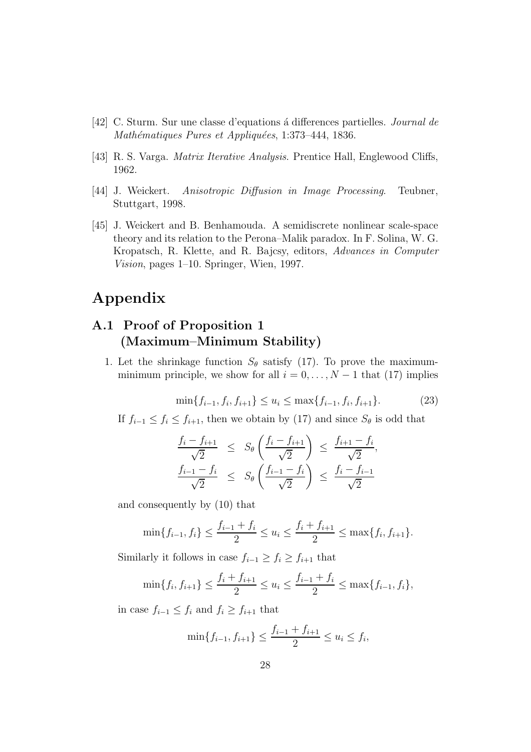[42] C. Sturm. Sur une classe d'equations á differences partielles. *Journal de Mathématiques Pures et Appliquées*, 1:373–444, 1836.

[43] R. S. Varga. *Matrix Iterative Analysis*. Prentice Hall, Englewood Cliffs, 1962.

[44] J. Weickert. *Anisotropic Diffusion in Image Processing*. Teubner, Stuttgart, 1998.

[45] J. Weickert and B. Benhamouda. A semidiscrete nonlinear scale-space theory and its relation to the Perona–Malik paradox. In F. Solina, W. G. Kropatsch, R. Klette, and R. Bajcsy, editors, *Advances in Computer Vision*, pages 1–10. Springer, Wien, 1997.

# Appendix

## A.1 Proof of Proposition 1 (Maximum–Minimum Stability)

1. Let the shrinkage function $S_\theta$ satisfy (17). To prove the maximum-minimum principle, we show for all $i = 0, \ldots, N-1$ that (17) implies

$$\min\{f_{i-1}, f_i, f_{i+1}\} \leq u_i \leq \max\{f_{i-1}, f_i, f_{i+1}\}. \tag{23}$$

If $f_{i-1} \leq f_i \leq f_{i+1}$, then we obtain by (17) and since $S_\theta$ is odd that

$$\begin{aligned}
\frac{f_i - f_{i+1}}{\sqrt{2}} &\leq S_\theta\left(\frac{f_i - f_{i+1}}{\sqrt{2}}\right) \leq \frac{f_{i+1} - f_i}{\sqrt{2}}, \\
\frac{f_{i-1} - f_i}{\sqrt{2}} &\leq S_\theta\left(\frac{f_{i-1} - f_i}{\sqrt{2}}\right) \leq \frac{f_i - f_{i-1}}{\sqrt{2}}
\end{aligned}$$

and consequently by (10) that

$$\min\{f_{i-1}, f_i\} \leq \frac{f_{i-1} + f_i}{2} \leq u_i \leq \frac{f_i + f_{i+1}}{2} \leq \max\{f_i, f_{i+1}\}.$$

Similarly it follows in case $f_{i-1} \geq f_i \geq f_{i+1}$ that

$$\min\{f_i, f_{i+1}\} \leq \frac{f_i + f_{i+1}}{2} \leq u_i \leq \frac{f_{i-1} + f_i}{2} \leq \max\{f_{i-1}, f_i\},$$

in case $f_{i-1} \leq f_i$ and $f_i \geq f_{i+1}$ that

$$\min\{f_{i-1}, f_{i+1}\} \leq \frac{f_{i-1} + f_{i+1}}{2} \leq u_i \leq f_i,$$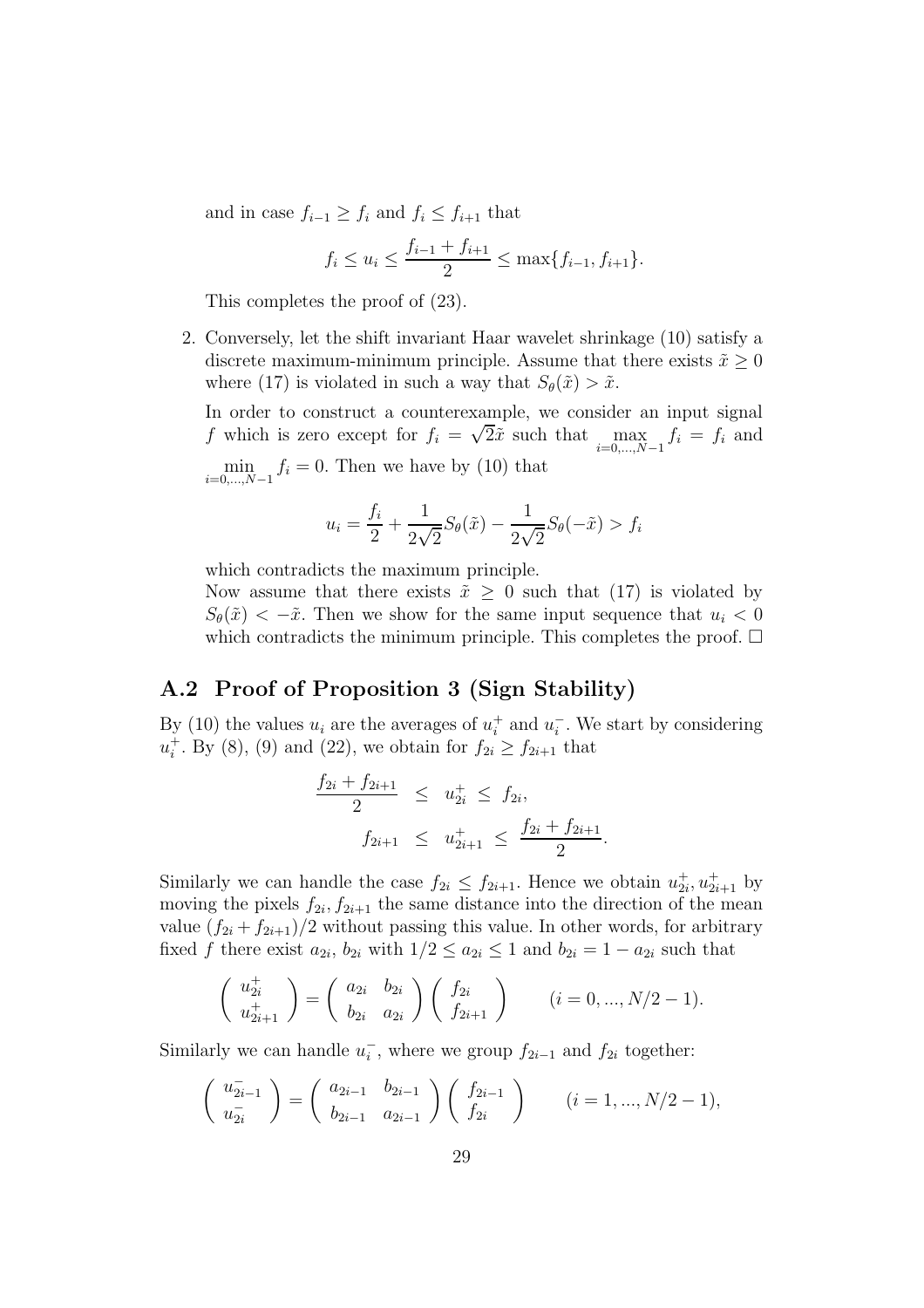and in case $f_{i-1} \geq f_i$ and $f_i \leq f_{i+1}$ that

$$f_i \leq u_i \leq \frac{f_{i-1} + f_{i+1}}{2} \leq \max\{f_{i-1}, f_{i+1}\}.$$

This completes the proof of (23).

2. Conversely, let the shift invariant Haar wavelet shrinkage (10) satisfy a discrete maximum-minimum principle. Assume that there exists $\tilde{x} \geq 0$ where (17) is violated in such a way that $S_\theta(\tilde{x}) > \tilde{x}$.

   In order to construct a counterexample, we consider an input signal $f$ which is zero except for $f_i = \sqrt{2}\tilde{x}$ such that $\max\limits_{i=0,...,N-1} f_i = f_i$ and $\min\limits_{i=0,...,N-1} f_i = 0$. Then we have by (10) that

$$u_i = \frac{f_i}{2} + \frac{1}{2\sqrt{2}} S_\theta(\tilde{x}) - \frac{1}{2\sqrt{2}} S_\theta(-\tilde{x}) > f_i$$

   which contradicts the maximum principle.
   Now assume that there exists $\tilde{x} \geq 0$ such that (17) is violated by $S_\theta(\tilde{x}) < -\tilde{x}$. Then we show for the same input sequence that $u_i < 0$ which contradicts the minimum principle. This completes the proof. □

## A.2 Proof of Proposition 3 (Sign Stability)

By (10) the values $u_i$ are the averages of $u_i^+$ and $u_i^-$. We start by considering $u_i^+$. By (8), (9) and (22), we obtain for $f_{2i} \geq f_{2i+1}$ that

$$\begin{aligned} \frac{f_{2i} + f_{2i+1}}{2} \;&\leq\; u_{2i}^+ \;\leq\; f_{2i}, \\ f_{2i+1} \;&\leq\; u_{2i+1}^+ \;\leq\; \frac{f_{2i} + f_{2i+1}}{2}. \end{aligned}$$

Similarly we can handle the case $f_{2i} \leq f_{2i+1}$. Hence we obtain $u_{2i}^+, u_{2i+1}^+$ by moving the pixels $f_{2i}, f_{2i+1}$ the same distance into the direction of the mean value $(f_{2i} + f_{2i+1})/2$ without passing this value. In other words, for arbitrary fixed $f$ there exist $a_{2i}$, $b_{2i}$ with $1/2 \leq a_{2i} \leq 1$ and $b_{2i} = 1 - a_{2i}$ such that

$$\begin{pmatrix} u_{2i}^+ \\ u_{2i+1}^+ \end{pmatrix} = \begin{pmatrix} a_{2i} & b_{2i} \\ b_{2i} & a_{2i} \end{pmatrix} \begin{pmatrix} f_{2i} \\ f_{2i+1} \end{pmatrix} \qquad (i = 0, ..., N/2 - 1).$$

Similarly we can handle $u_i^-$, where we group $f_{2i-1}$ and $f_{2i}$ together:

$$\begin{pmatrix} u_{2i-1}^- \\ u_{2i}^- \end{pmatrix} = \begin{pmatrix} a_{2i-1} & b_{2i-1} \\ b_{2i-1} & a_{2i-1} \end{pmatrix} \begin{pmatrix} f_{2i-1} \\ f_{2i} \end{pmatrix} \qquad (i = 1, ..., N/2 - 1),$$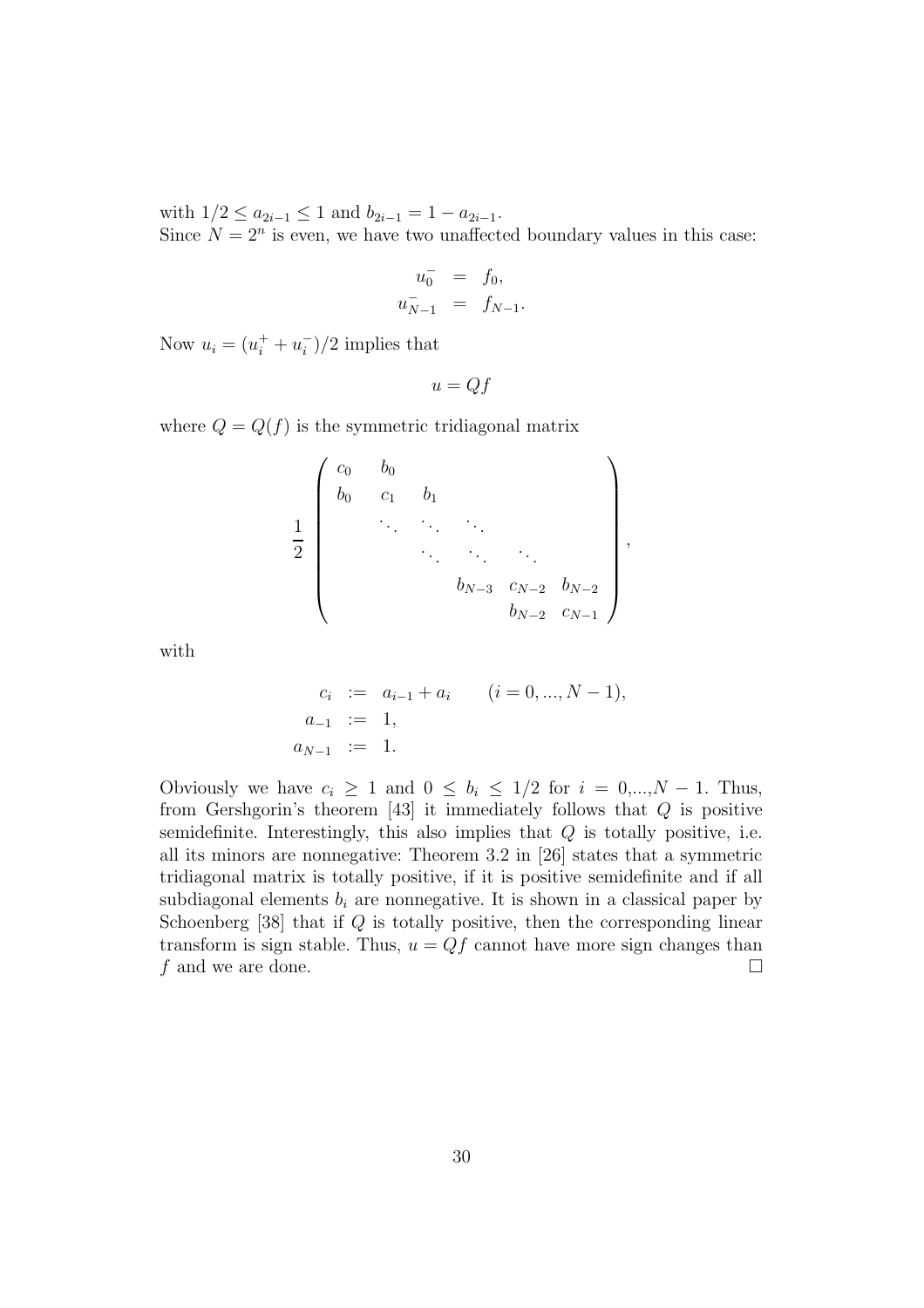with $1/2 \leq a_{2i-1} \leq 1$ and $b_{2i-1} = 1 - a_{2i-1}$.
Since $N = 2^n$ is even, we have two unaffected boundary values in this case:

$$
\begin{aligned}
u_0^- &= f_0, \\
u_{N-1}^- &= f_{N-1}.
\end{aligned}
$$

Now $u_i = (u_i^+ + u_i^-)/2$ implies that

$$
u = Qf
$$

where $Q = Q(f)$ is the symmetric tridiagonal matrix

$$
\frac{1}{2}
\begin{pmatrix}
c_0 & b_0 & & & & \\
b_0 & c_1 & b_1 & & & \\
 & \ddots & \ddots & \ddots & & \\
 & & \ddots & \ddots & \ddots & \\
 & & & b_{N-3} & c_{N-2} & b_{N-2} \\
 & & & & b_{N-2} & c_{N-1}
\end{pmatrix},
$$

with

$$
\begin{aligned}
c_i &:= a_{i-1} + a_i \qquad (i = 0, ..., N-1), \\
a_{-1} &:= 1, \\
a_{N-1} &:= 1.
\end{aligned}
$$

Obviously we have $c_i \geq 1$ and $0 \leq b_i \leq 1/2$ for $i = 0,...,N-1$. Thus, from Gershgorin's theorem [43] it immediately follows that $Q$ is positive semidefinite. Interestingly, this also implies that $Q$ is totally positive, i.e. all its minors are nonnegative: Theorem 3.2 in [26] states that a symmetric tridiagonal matrix is totally positive, if it is positive semidefinite and if all subdiagonal elements $b_i$ are nonnegative. It is shown in a classical paper by Schoenberg [38] that if $Q$ is totally positive, then the corresponding linear transform is sign stable. Thus, $u = Qf$ cannot have more sign changes than $f$ and we are done. □